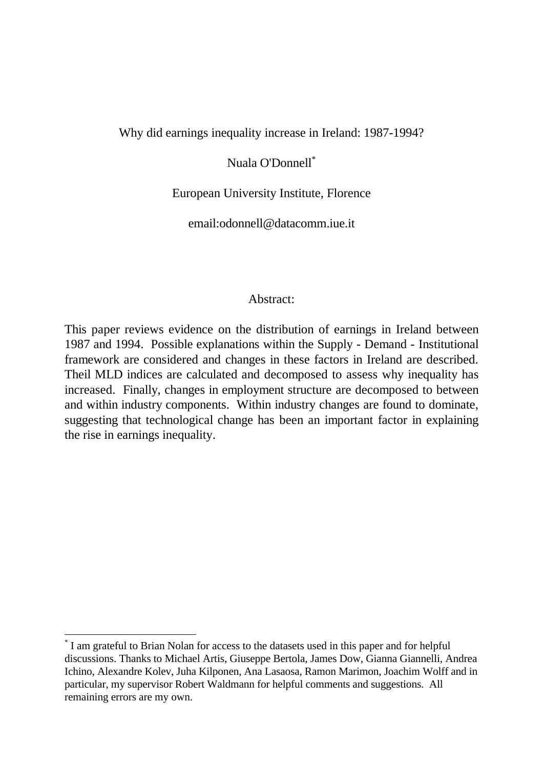# Why did earnings inequality increase in Ireland: 1987-1994?

Nuala O'Donnell*

European University Institute, Florence

email:odonnell@datacomm.iue.it

## Abstract:

This paper reviews evidence on the distribution of earnings in Ireland between 1987 and 1994. Possible explanations within the Supply - Demand - Institutional framework are considered and changes in these factors in Ireland are described. Theil MLD indices are calculated and decomposed to assess why inequality has increased. Finally, changes in employment structure are decomposed to between and within industry components. Within industry changes are found to dominate, suggesting that technological change has been an important factor in explaining the rise in earnings inequality.

---

* I am grateful to Brian Nolan for access to the datasets used in this paper and for helpful discussions. Thanks to Michael Artis, Giuseppe Bertola, James Dow, Gianna Giannelli, Andrea Ichino, Alexandre Kolev, Juha Kilponen, Ana Lasaosa, Ramon Marimon, Joachim Wolff and in particular, my supervisor Robert Waldmann for helpful comments and suggestions. All remaining errors are my own.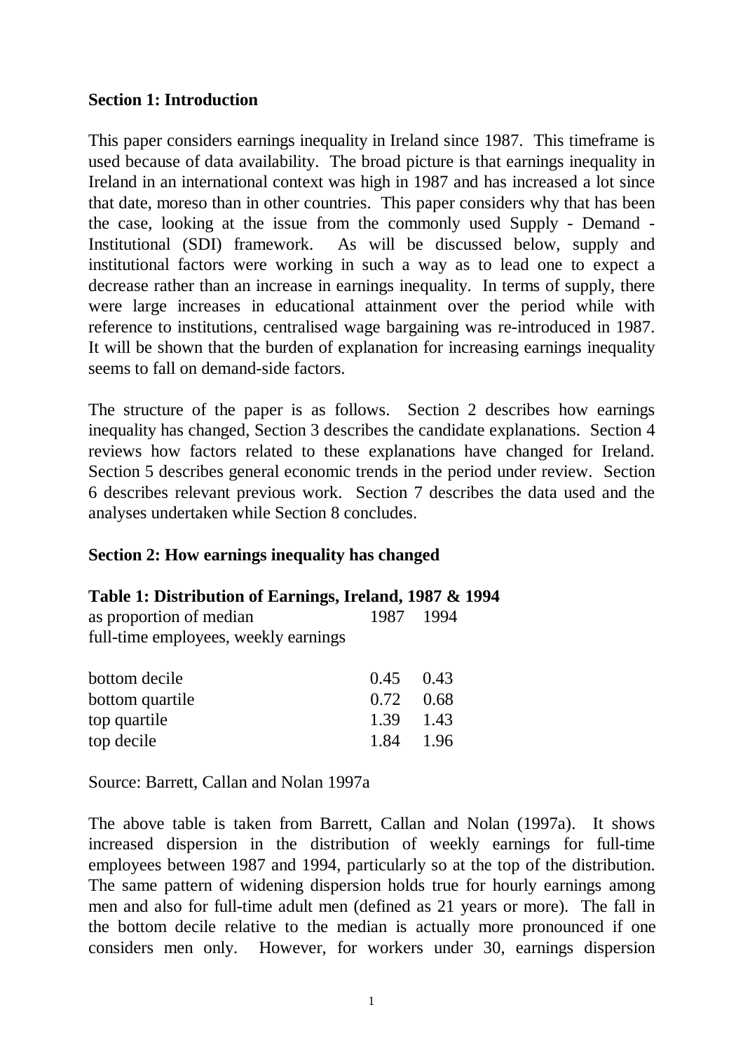## Section 1: Introduction

This paper considers earnings inequality in Ireland since 1987. This timeframe is used because of data availability. The broad picture is that earnings inequality in Ireland in an international context was high in 1987 and has increased a lot since that date, moreso than in other countries. This paper considers why that has been the case, looking at the issue from the commonly used Supply - Demand - Institutional (SDI) framework. As will be discussed below, supply and institutional factors were working in such a way as to lead one to expect a decrease rather than an increase in earnings inequality. In terms of supply, there were large increases in educational attainment over the period while with reference to institutions, centralised wage bargaining was re-introduced in 1987. It will be shown that the burden of explanation for increasing earnings inequality seems to fall on demand-side factors.

The structure of the paper is as follows. Section 2 describes how earnings inequality has changed, Section 3 describes the candidate explanations. Section 4 reviews how factors related to these explanations have changed for Ireland. Section 5 describes general economic trends in the period under review. Section 6 describes relevant previous work. Section 7 describes the data used and the analyses undertaken while Section 8 concludes.

## Section 2: How earnings inequality has changed

**Table 1: Distribution of Earnings, Ireland, 1987 & 1994**

| as proportion of median full-time employees, weekly earnings | 1987 | 1994 |
|---|---|---|
| bottom decile | 0.45 | 0.43 |
| bottom quartile | 0.72 | 0.68 |
| top quartile | 1.39 | 1.43 |
| top decile | 1.84 | 1.96 |

Source: Barrett, Callan and Nolan 1997a

The above table is taken from Barrett, Callan and Nolan (1997a). It shows increased dispersion in the distribution of weekly earnings for full-time employees between 1987 and 1994, particularly so at the top of the distribution. The same pattern of widening dispersion holds true for hourly earnings among men and also for full-time adult men (defined as 21 years or more). The fall in the bottom decile relative to the median is actually more pronounced if one considers men only. However, for workers under 30, earnings dispersion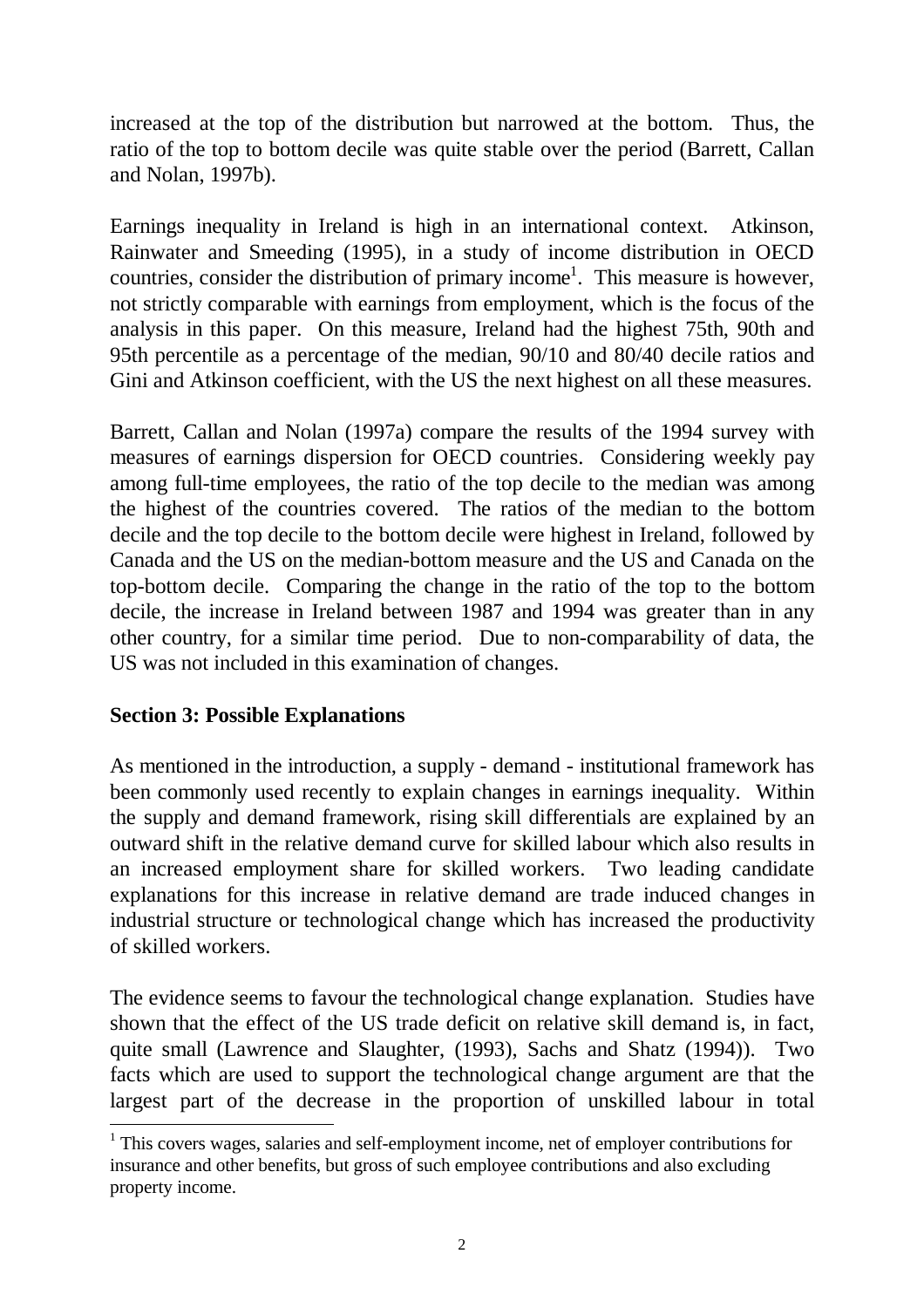increased at the top of the distribution but narrowed at the bottom. Thus, the ratio of the top to bottom decile was quite stable over the period (Barrett, Callan and Nolan, 1997b).

Earnings inequality in Ireland is high in an international context. Atkinson, Rainwater and Smeeding (1995), in a study of income distribution in OECD countries, consider the distribution of primary income[1]. This measure is however, not strictly comparable with earnings from employment, which is the focus of the analysis in this paper. On this measure, Ireland had the highest 75th, 90th and 95th percentile as a percentage of the median, 90/10 and 80/40 decile ratios and Gini and Atkinson coefficient, with the US the next highest on all these measures.

Barrett, Callan and Nolan (1997a) compare the results of the 1994 survey with measures of earnings dispersion for OECD countries. Considering weekly pay among full-time employees, the ratio of the top decile to the median was among the highest of the countries covered. The ratios of the median to the bottom decile and the top decile to the bottom decile were highest in Ireland, followed by Canada and the US on the median-bottom measure and the US and Canada on the top-bottom decile. Comparing the change in the ratio of the top to the bottom decile, the increase in Ireland between 1987 and 1994 was greater than in any other country, for a similar time period. Due to non-comparability of data, the US was not included in this examination of changes.

**Section 3: Possible Explanations**

As mentioned in the introduction, a supply - demand - institutional framework has been commonly used recently to explain changes in earnings inequality. Within the supply and demand framework, rising skill differentials are explained by an outward shift in the relative demand curve for skilled labour which also results in an increased employment share for skilled workers. Two leading candidate explanations for this increase in relative demand are trade induced changes in industrial structure or technological change which has increased the productivity of skilled workers.

The evidence seems to favour the technological change explanation. Studies have shown that the effect of the US trade deficit on relative skill demand is, in fact, quite small (Lawrence and Slaughter, (1993), Sachs and Shatz (1994)). Two facts which are used to support the technological change argument are that the largest part of the decrease in the proportion of unskilled labour in total

[1] This covers wages, salaries and self-employment income, net of employer contributions for insurance and other benefits, but gross of such employee contributions and also excluding property income.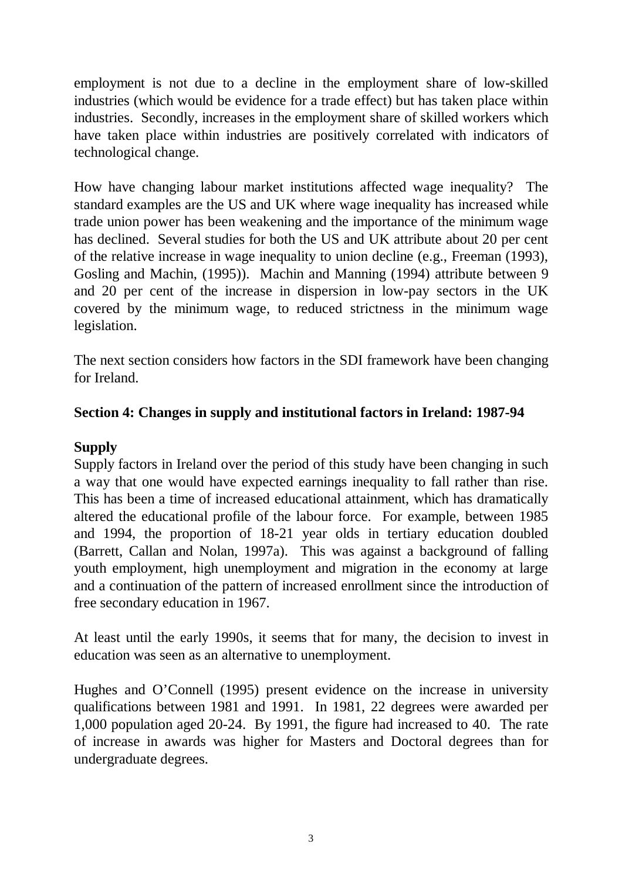employment is not due to a decline in the employment share of low-skilled industries (which would be evidence for a trade effect) but has taken place within industries. Secondly, increases in the employment share of skilled workers which have taken place within industries are positively correlated with indicators of technological change.

How have changing labour market institutions affected wage inequality? The standard examples are the US and UK where wage inequality has increased while trade union power has been weakening and the importance of the minimum wage has declined. Several studies for both the US and UK attribute about 20 per cent of the relative increase in wage inequality to union decline (e.g., Freeman (1993), Gosling and Machin, (1995)). Machin and Manning (1994) attribute between 9 and 20 per cent of the increase in dispersion in low-pay sectors in the UK covered by the minimum wage, to reduced strictness in the minimum wage legislation.

The next section considers how factors in the SDI framework have been changing for Ireland.

## Section 4: Changes in supply and institutional factors in Ireland: 1987-94

### Supply

Supply factors in Ireland over the period of this study have been changing in such a way that one would have expected earnings inequality to fall rather than rise. This has been a time of increased educational attainment, which has dramatically altered the educational profile of the labour force. For example, between 1985 and 1994, the proportion of 18-21 year olds in tertiary education doubled (Barrett, Callan and Nolan, 1997a). This was against a background of falling youth employment, high unemployment and migration in the economy at large and a continuation of the pattern of increased enrollment since the introduction of free secondary education in 1967.

At least until the early 1990s, it seems that for many, the decision to invest in education was seen as an alternative to unemployment.

Hughes and O'Connell (1995) present evidence on the increase in university qualifications between 1981 and 1991. In 1981, 22 degrees were awarded per 1,000 population aged 20-24. By 1991, the figure had increased to 40. The rate of increase in awards was higher for Masters and Doctoral degrees than for undergraduate degrees.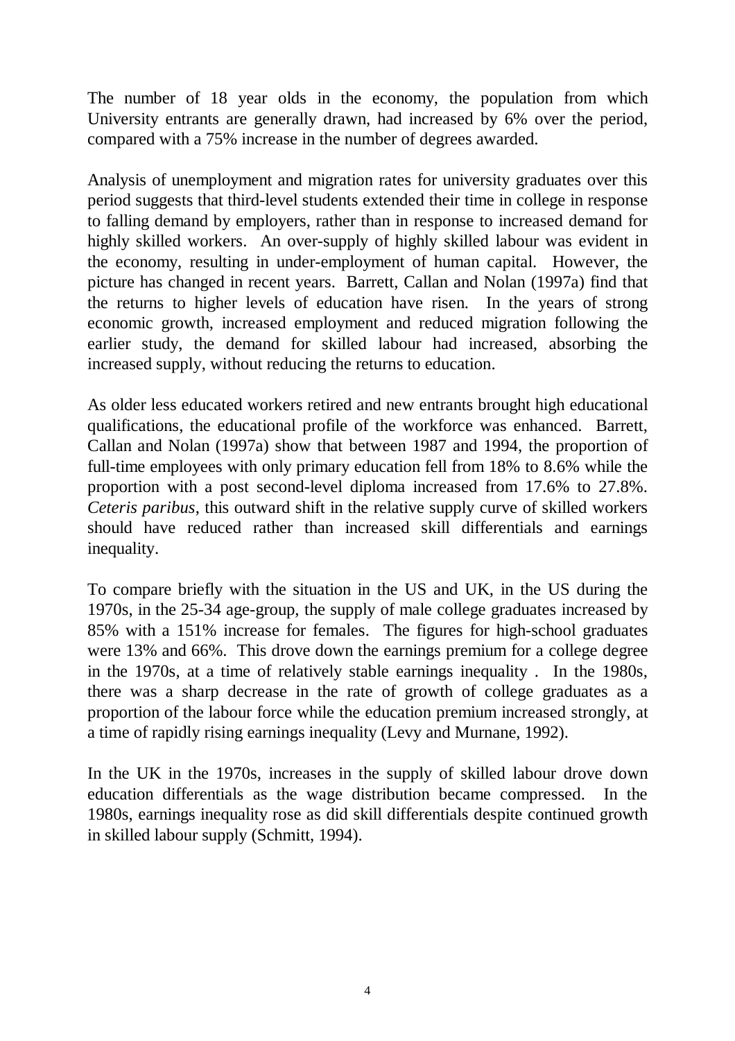The number of 18 year olds in the economy, the population from which University entrants are generally drawn, had increased by 6% over the period, compared with a 75% increase in the number of degrees awarded.

Analysis of unemployment and migration rates for university graduates over this period suggests that third-level students extended their time in college in response to falling demand by employers, rather than in response to increased demand for highly skilled workers. An over-supply of highly skilled labour was evident in the economy, resulting in under-employment of human capital. However, the picture has changed in recent years. Barrett, Callan and Nolan (1997a) find that the returns to higher levels of education have risen. In the years of strong economic growth, increased employment and reduced migration following the earlier study, the demand for skilled labour had increased, absorbing the increased supply, without reducing the returns to education.

As older less educated workers retired and new entrants brought high educational qualifications, the educational profile of the workforce was enhanced. Barrett, Callan and Nolan (1997a) show that between 1987 and 1994, the proportion of full-time employees with only primary education fell from 18% to 8.6% while the proportion with a post second-level diploma increased from 17.6% to 27.8%. *Ceteris paribus*, this outward shift in the relative supply curve of skilled workers should have reduced rather than increased skill differentials and earnings inequality.

To compare briefly with the situation in the US and UK, in the US during the 1970s, in the 25-34 age-group, the supply of male college graduates increased by 85% with a 151% increase for females. The figures for high-school graduates were 13% and 66%. This drove down the earnings premium for a college degree in the 1970s, at a time of relatively stable earnings inequality . In the 1980s, there was a sharp decrease in the rate of growth of college graduates as a proportion of the labour force while the education premium increased strongly, at a time of rapidly rising earnings inequality (Levy and Murnane, 1992).

In the UK in the 1970s, increases in the supply of skilled labour drove down education differentials as the wage distribution became compressed. In the 1980s, earnings inequality rose as did skill differentials despite continued growth in skilled labour supply (Schmitt, 1994).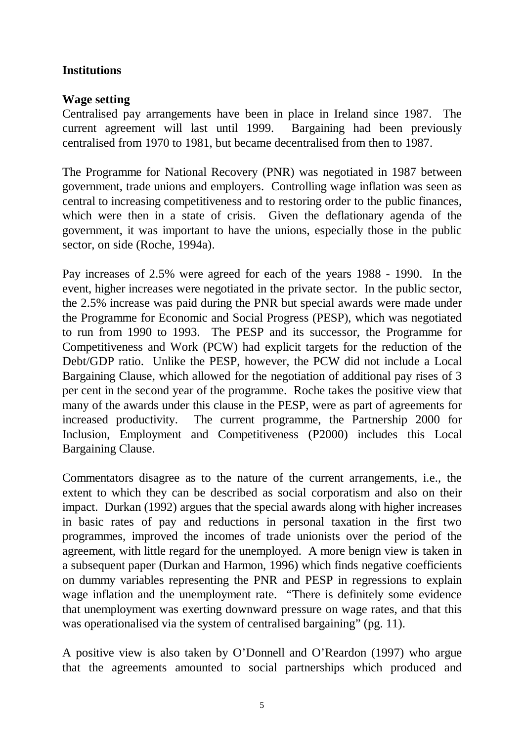## Institutions

### Wage setting

Centralised pay arrangements have been in place in Ireland since 1987. The current agreement will last until 1999. Bargaining had been previously centralised from 1970 to 1981, but became decentralised from then to 1987.

The Programme for National Recovery (PNR) was negotiated in 1987 between government, trade unions and employers. Controlling wage inflation was seen as central to increasing competitiveness and to restoring order to the public finances, which were then in a state of crisis. Given the deflationary agenda of the government, it was important to have the unions, especially those in the public sector, on side (Roche, 1994a).

Pay increases of 2.5% were agreed for each of the years 1988 - 1990. In the event, higher increases were negotiated in the private sector. In the public sector, the 2.5% increase was paid during the PNR but special awards were made under the Programme for Economic and Social Progress (PESP), which was negotiated to run from 1990 to 1993. The PESP and its successor, the Programme for Competitiveness and Work (PCW) had explicit targets for the reduction of the Debt/GDP ratio. Unlike the PESP, however, the PCW did not include a Local Bargaining Clause, which allowed for the negotiation of additional pay rises of 3 per cent in the second year of the programme. Roche takes the positive view that many of the awards under this clause in the PESP, were as part of agreements for increased productivity. The current programme, the Partnership 2000 for Inclusion, Employment and Competitiveness (P2000) includes this Local Bargaining Clause.

Commentators disagree as to the nature of the current arrangements, i.e., the extent to which they can be described as social corporatism and also on their impact. Durkan (1992) argues that the special awards along with higher increases in basic rates of pay and reductions in personal taxation in the first two programmes, improved the incomes of trade unionists over the period of the agreement, with little regard for the unemployed. A more benign view is taken in a subsequent paper (Durkan and Harmon, 1996) which finds negative coefficients on dummy variables representing the PNR and PESP in regressions to explain wage inflation and the unemployment rate. "There is definitely some evidence that unemployment was exerting downward pressure on wage rates, and that this was operationalised via the system of centralised bargaining" (pg. 11).

A positive view is also taken by O'Donnell and O'Reardon (1997) who argue that the agreements amounted to social partnerships which produced and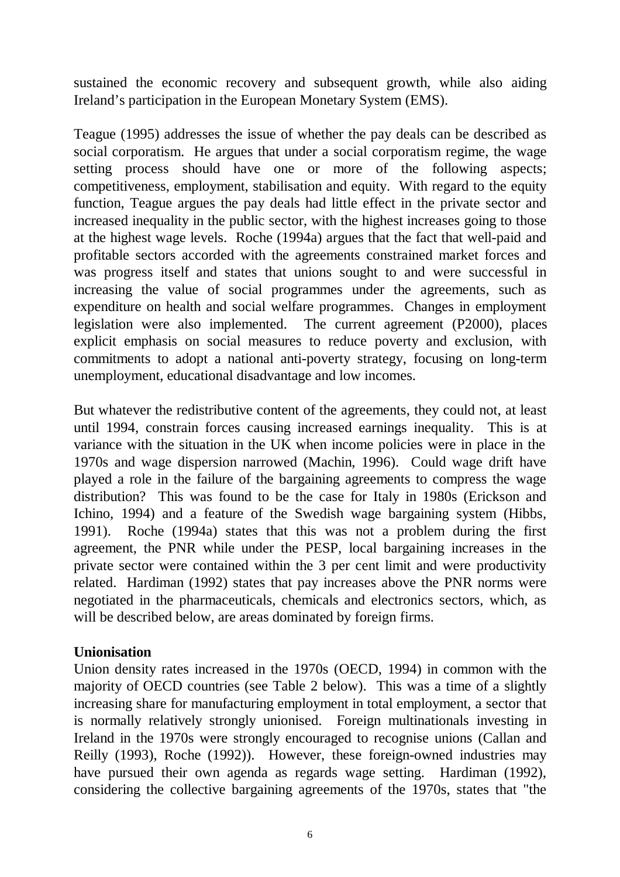sustained the economic recovery and subsequent growth, while also aiding Ireland's participation in the European Monetary System (EMS).

Teague (1995) addresses the issue of whether the pay deals can be described as social corporatism. He argues that under a social corporatism regime, the wage setting process should have one or more of the following aspects; competitiveness, employment, stabilisation and equity. With regard to the equity function, Teague argues the pay deals had little effect in the private sector and increased inequality in the public sector, with the highest increases going to those at the highest wage levels. Roche (1994a) argues that the fact that well-paid and profitable sectors accorded with the agreements constrained market forces and was progress itself and states that unions sought to and were successful in increasing the value of social programmes under the agreements, such as expenditure on health and social welfare programmes. Changes in employment legislation were also implemented. The current agreement (P2000), places explicit emphasis on social measures to reduce poverty and exclusion, with commitments to adopt a national anti-poverty strategy, focusing on long-term unemployment, educational disadvantage and low incomes.

But whatever the redistributive content of the agreements, they could not, at least until 1994, constrain forces causing increased earnings inequality. This is at variance with the situation in the UK when income policies were in place in the 1970s and wage dispersion narrowed (Machin, 1996). Could wage drift have played a role in the failure of the bargaining agreements to compress the wage distribution? This was found to be the case for Italy in 1980s (Erickson and Ichino, 1994) and a feature of the Swedish wage bargaining system (Hibbs, 1991). Roche (1994a) states that this was not a problem during the first agreement, the PNR while under the PESP, local bargaining increases in the private sector were contained within the 3 per cent limit and were productivity related. Hardiman (1992) states that pay increases above the PNR norms were negotiated in the pharmaceuticals, chemicals and electronics sectors, which, as will be described below, are areas dominated by foreign firms.

**Unionisation**

Union density rates increased in the 1970s (OECD, 1994) in common with the majority of OECD countries (see Table 2 below). This was a time of a slightly increasing share for manufacturing employment in total employment, a sector that is normally relatively strongly unionised. Foreign multinationals investing in Ireland in the 1970s were strongly encouraged to recognise unions (Callan and Reilly (1993), Roche (1992)). However, these foreign-owned industries may have pursued their own agenda as regards wage setting. Hardiman (1992), considering the collective bargaining agreements of the 1970s, states that "the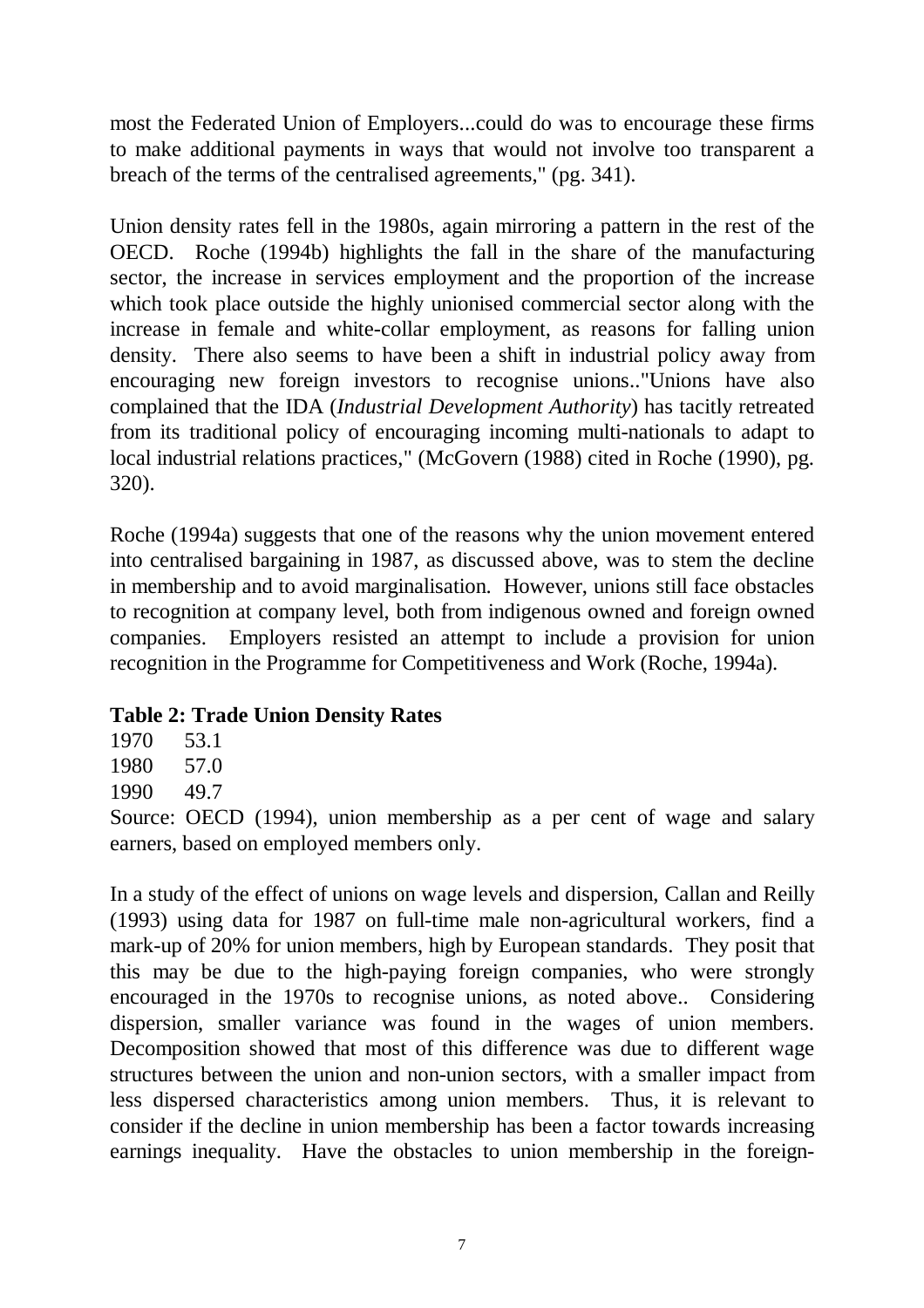most the Federated Union of Employers...could do was to encourage these firms to make additional payments in ways that would not involve too transparent a breach of the terms of the centralised agreements," (pg. 341).

Union density rates fell in the 1980s, again mirroring a pattern in the rest of the OECD. Roche (1994b) highlights the fall in the share of the manufacturing sector, the increase in services employment and the proportion of the increase which took place outside the highly unionised commercial sector along with the increase in female and white-collar employment, as reasons for falling union density. There also seems to have been a shift in industrial policy away from encouraging new foreign investors to recognise unions.."Unions have also complained that the IDA (*Industrial Development Authority*) has tacitly retreated from its traditional policy of encouraging incoming multi-nationals to adapt to local industrial relations practices," (McGovern (1988) cited in Roche (1990), pg. 320).

Roche (1994a) suggests that one of the reasons why the union movement entered into centralised bargaining in 1987, as discussed above, was to stem the decline in membership and to avoid marginalisation. However, unions still face obstacles to recognition at company level, both from indigenous owned and foreign owned companies. Employers resisted an attempt to include a provision for union recognition in the Programme for Competitiveness and Work (Roche, 1994a).

**Table 2: Trade Union Density Rates**

| Year | Density |
|---|---|
| 1970 | 53.1 |
| 1980 | 57.0 |
| 1990 | 49.7 |

Source: OECD (1994), union membership as a per cent of wage and salary earners, based on employed members only.

In a study of the effect of unions on wage levels and dispersion, Callan and Reilly (1993) using data for 1987 on full-time male non-agricultural workers, find a mark-up of 20% for union members, high by European standards. They posit that this may be due to the high-paying foreign companies, who were strongly encouraged in the 1970s to recognise unions, as noted above.. Considering dispersion, smaller variance was found in the wages of union members. Decomposition showed that most of this difference was due to different wage structures between the union and non-union sectors, with a smaller impact from less dispersed characteristics among union members. Thus, it is relevant to consider if the decline in union membership has been a factor towards increasing earnings inequality. Have the obstacles to union membership in the foreign-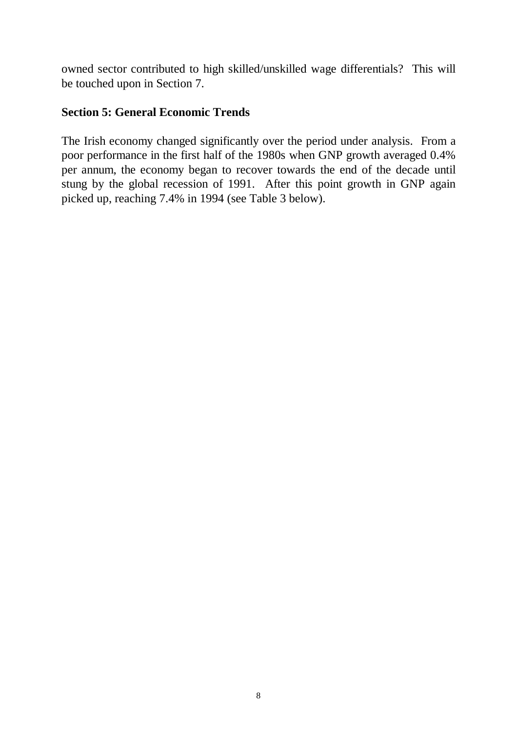owned sector contributed to high skilled/unskilled wage differentials? This will be touched upon in Section 7.

## Section 5: General Economic Trends

The Irish economy changed significantly over the period under analysis. From a poor performance in the first half of the 1980s when GNP growth averaged 0.4% per annum, the economy began to recover towards the end of the decade until stung by the global recession of 1991. After this point growth in GNP again picked up, reaching 7.4% in 1994 (see Table 3 below).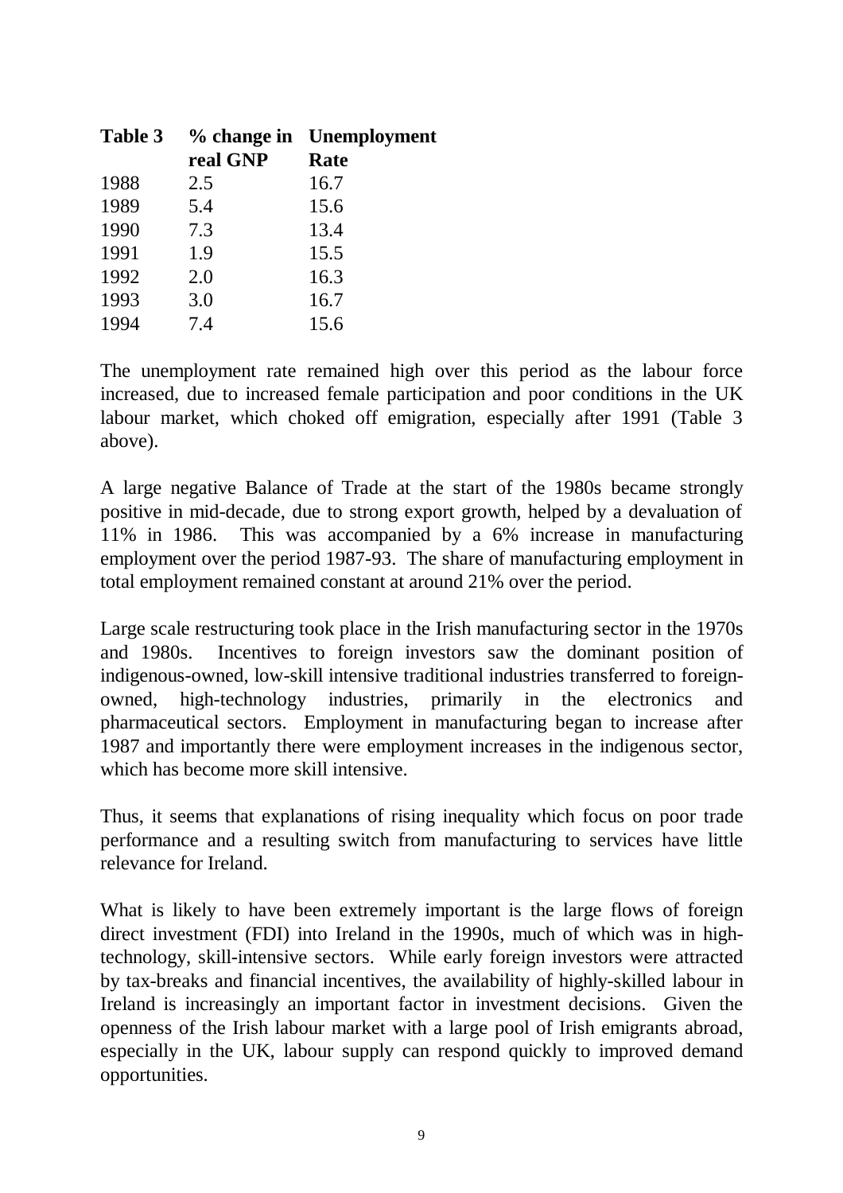| Table 3 | % change in real GNP | Unemployment Rate |
|---|---|---|
| 1988 | 2.5 | 16.7 |
| 1989 | 5.4 | 15.6 |
| 1990 | 7.3 | 13.4 |
| 1991 | 1.9 | 15.5 |
| 1992 | 2.0 | 16.3 |
| 1993 | 3.0 | 16.7 |
| 1994 | 7.4 | 15.6 |

The unemployment rate remained high over this period as the labour force increased, due to increased female participation and poor conditions in the UK labour market, which choked off emigration, especially after 1991 (Table 3 above).

A large negative Balance of Trade at the start of the 1980s became strongly positive in mid-decade, due to strong export growth, helped by a devaluation of 11% in 1986. This was accompanied by a 6% increase in manufacturing employment over the period 1987-93. The share of manufacturing employment in total employment remained constant at around 21% over the period.

Large scale restructuring took place in the Irish manufacturing sector in the 1970s and 1980s. Incentives to foreign investors saw the dominant position of indigenous-owned, low-skill intensive traditional industries transferred to foreign-owned, high-technology industries, primarily in the electronics and pharmaceutical sectors. Employment in manufacturing began to increase after 1987 and importantly there were employment increases in the indigenous sector, which has become more skill intensive.

Thus, it seems that explanations of rising inequality which focus on poor trade performance and a resulting switch from manufacturing to services have little relevance for Ireland.

What is likely to have been extremely important is the large flows of foreign direct investment (FDI) into Ireland in the 1990s, much of which was in high-technology, skill-intensive sectors. While early foreign investors were attracted by tax-breaks and financial incentives, the availability of highly-skilled labour in Ireland is increasingly an important factor in investment decisions. Given the openness of the Irish labour market with a large pool of Irish emigrants abroad, especially in the UK, labour supply can respond quickly to improved demand opportunities.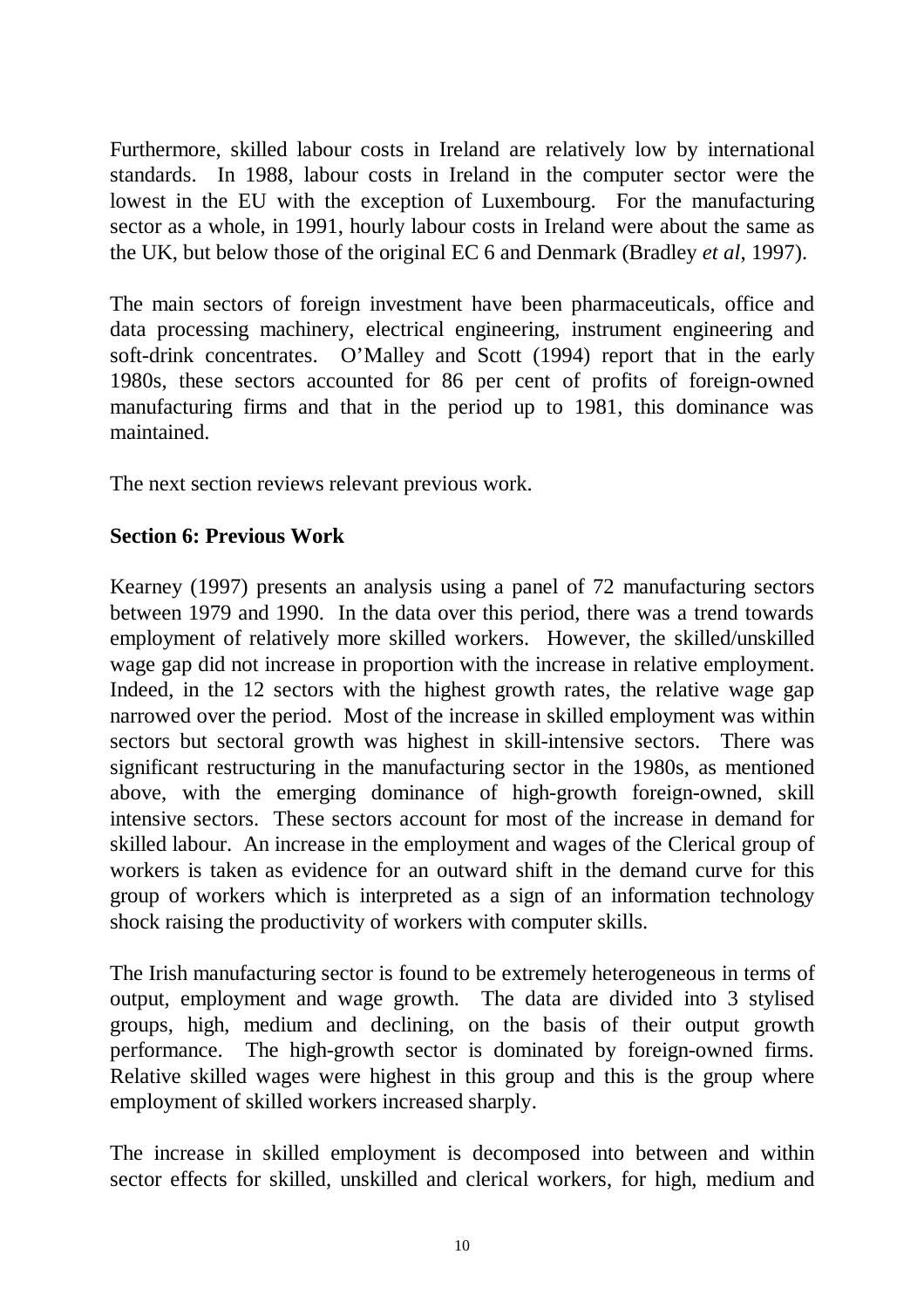Furthermore, skilled labour costs in Ireland are relatively low by international standards. In 1988, labour costs in Ireland in the computer sector were the lowest in the EU with the exception of Luxembourg. For the manufacturing sector as a whole, in 1991, hourly labour costs in Ireland were about the same as the UK, but below those of the original EC 6 and Denmark (Bradley *et al*, 1997).

The main sectors of foreign investment have been pharmaceuticals, office and data processing machinery, electrical engineering, instrument engineering and soft-drink concentrates. O'Malley and Scott (1994) report that in the early 1980s, these sectors accounted for 86 per cent of profits of foreign-owned manufacturing firms and that in the period up to 1981, this dominance was maintained.

The next section reviews relevant previous work.

## Section 6: Previous Work

Kearney (1997) presents an analysis using a panel of 72 manufacturing sectors between 1979 and 1990. In the data over this period, there was a trend towards employment of relatively more skilled workers. However, the skilled/unskilled wage gap did not increase in proportion with the increase in relative employment. Indeed, in the 12 sectors with the highest growth rates, the relative wage gap narrowed over the period. Most of the increase in skilled employment was within sectors but sectoral growth was highest in skill-intensive sectors. There was significant restructuring in the manufacturing sector in the 1980s, as mentioned above, with the emerging dominance of high-growth foreign-owned, skill intensive sectors. These sectors account for most of the increase in demand for skilled labour. An increase in the employment and wages of the Clerical group of workers is taken as evidence for an outward shift in the demand curve for this group of workers which is interpreted as a sign of an information technology shock raising the productivity of workers with computer skills.

The Irish manufacturing sector is found to be extremely heterogeneous in terms of output, employment and wage growth. The data are divided into 3 stylised groups, high, medium and declining, on the basis of their output growth performance. The high-growth sector is dominated by foreign-owned firms. Relative skilled wages were highest in this group and this is the group where employment of skilled workers increased sharply.

The increase in skilled employment is decomposed into between and within sector effects for skilled, unskilled and clerical workers, for high, medium and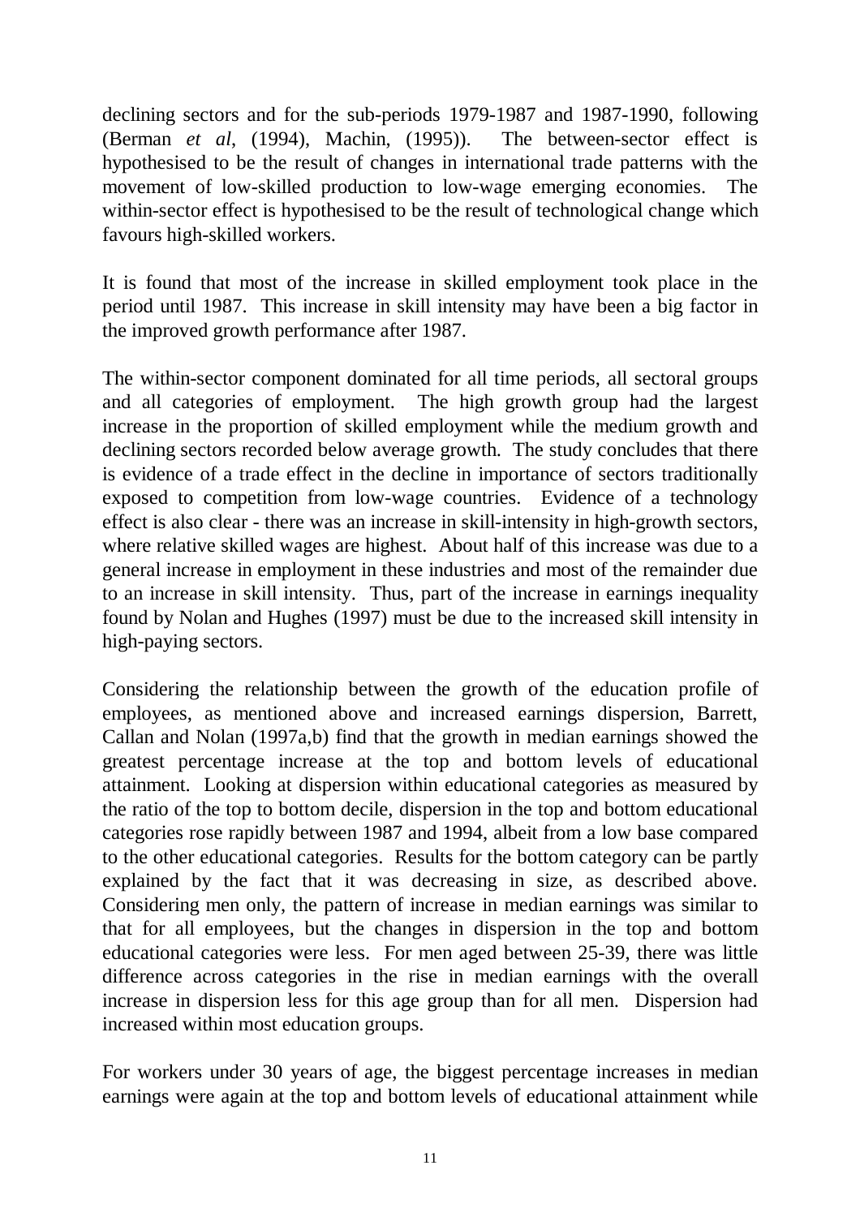declining sectors and for the sub-periods 1979-1987 and 1987-1990, following (Berman *et al*, (1994), Machin, (1995)). The between-sector effect is hypothesised to be the result of changes in international trade patterns with the movement of low-skilled production to low-wage emerging economies. The within-sector effect is hypothesised to be the result of technological change which favours high-skilled workers.

It is found that most of the increase in skilled employment took place in the period until 1987. This increase in skill intensity may have been a big factor in the improved growth performance after 1987.

The within-sector component dominated for all time periods, all sectoral groups and all categories of employment. The high growth group had the largest increase in the proportion of skilled employment while the medium growth and declining sectors recorded below average growth. The study concludes that there is evidence of a trade effect in the decline in importance of sectors traditionally exposed to competition from low-wage countries. Evidence of a technology effect is also clear - there was an increase in skill-intensity in high-growth sectors, where relative skilled wages are highest. About half of this increase was due to a general increase in employment in these industries and most of the remainder due to an increase in skill intensity. Thus, part of the increase in earnings inequality found by Nolan and Hughes (1997) must be due to the increased skill intensity in high-paying sectors.

Considering the relationship between the growth of the education profile of employees, as mentioned above and increased earnings dispersion, Barrett, Callan and Nolan (1997a,b) find that the growth in median earnings showed the greatest percentage increase at the top and bottom levels of educational attainment. Looking at dispersion within educational categories as measured by the ratio of the top to bottom decile, dispersion in the top and bottom educational categories rose rapidly between 1987 and 1994, albeit from a low base compared to the other educational categories. Results for the bottom category can be partly explained by the fact that it was decreasing in size, as described above. Considering men only, the pattern of increase in median earnings was similar to that for all employees, but the changes in dispersion in the top and bottom educational categories were less. For men aged between 25-39, there was little difference across categories in the rise in median earnings with the overall increase in dispersion less for this age group than for all men. Dispersion had increased within most education groups.

For workers under 30 years of age, the biggest percentage increases in median earnings were again at the top and bottom levels of educational attainment while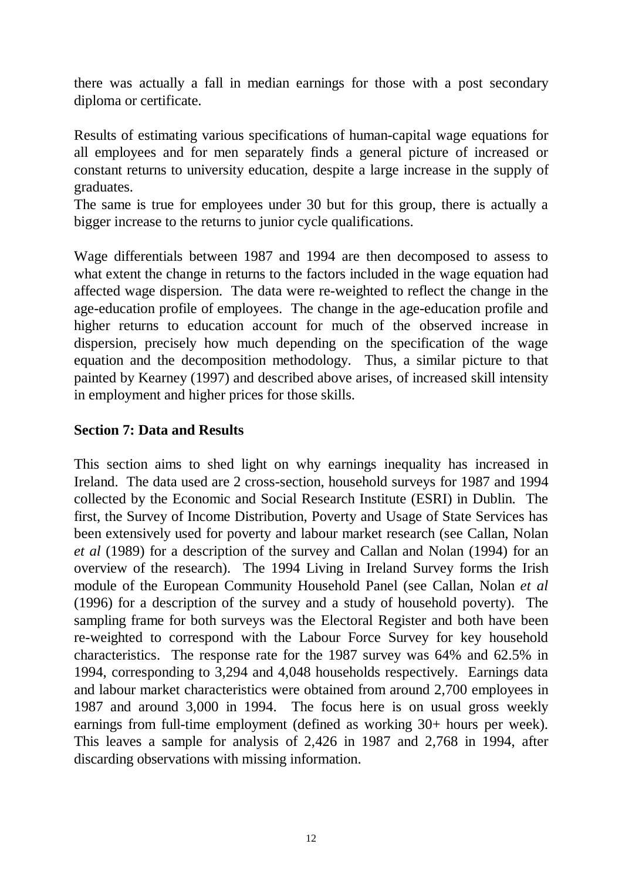there was actually a fall in median earnings for those with a post secondary diploma or certificate.

Results of estimating various specifications of human-capital wage equations for all employees and for men separately finds a general picture of increased or constant returns to university education, despite a large increase in the supply of graduates.

The same is true for employees under 30 but for this group, there is actually a bigger increase to the returns to junior cycle qualifications.

Wage differentials between 1987 and 1994 are then decomposed to assess to what extent the change in returns to the factors included in the wage equation had affected wage dispersion. The data were re-weighted to reflect the change in the age-education profile of employees. The change in the age-education profile and higher returns to education account for much of the observed increase in dispersion, precisely how much depending on the specification of the wage equation and the decomposition methodology. Thus, a similar picture to that painted by Kearney (1997) and described above arises, of increased skill intensity in employment and higher prices for those skills.

## Section 7: Data and Results

This section aims to shed light on why earnings inequality has increased in Ireland. The data used are 2 cross-section, household surveys for 1987 and 1994 collected by the Economic and Social Research Institute (ESRI) in Dublin. The first, the Survey of Income Distribution, Poverty and Usage of State Services has been extensively used for poverty and labour market research (see Callan, Nolan *et al* (1989) for a description of the survey and Callan and Nolan (1994) for an overview of the research). The 1994 Living in Ireland Survey forms the Irish module of the European Community Household Panel (see Callan, Nolan *et al* (1996) for a description of the survey and a study of household poverty). The sampling frame for both surveys was the Electoral Register and both have been re-weighted to correspond with the Labour Force Survey for key household characteristics. The response rate for the 1987 survey was 64% and 62.5% in 1994, corresponding to 3,294 and 4,048 households respectively. Earnings data and labour market characteristics were obtained from around 2,700 employees in 1987 and around 3,000 in 1994. The focus here is on usual gross weekly earnings from full-time employment (defined as working 30+ hours per week). This leaves a sample for analysis of 2,426 in 1987 and 2,768 in 1994, after discarding observations with missing information.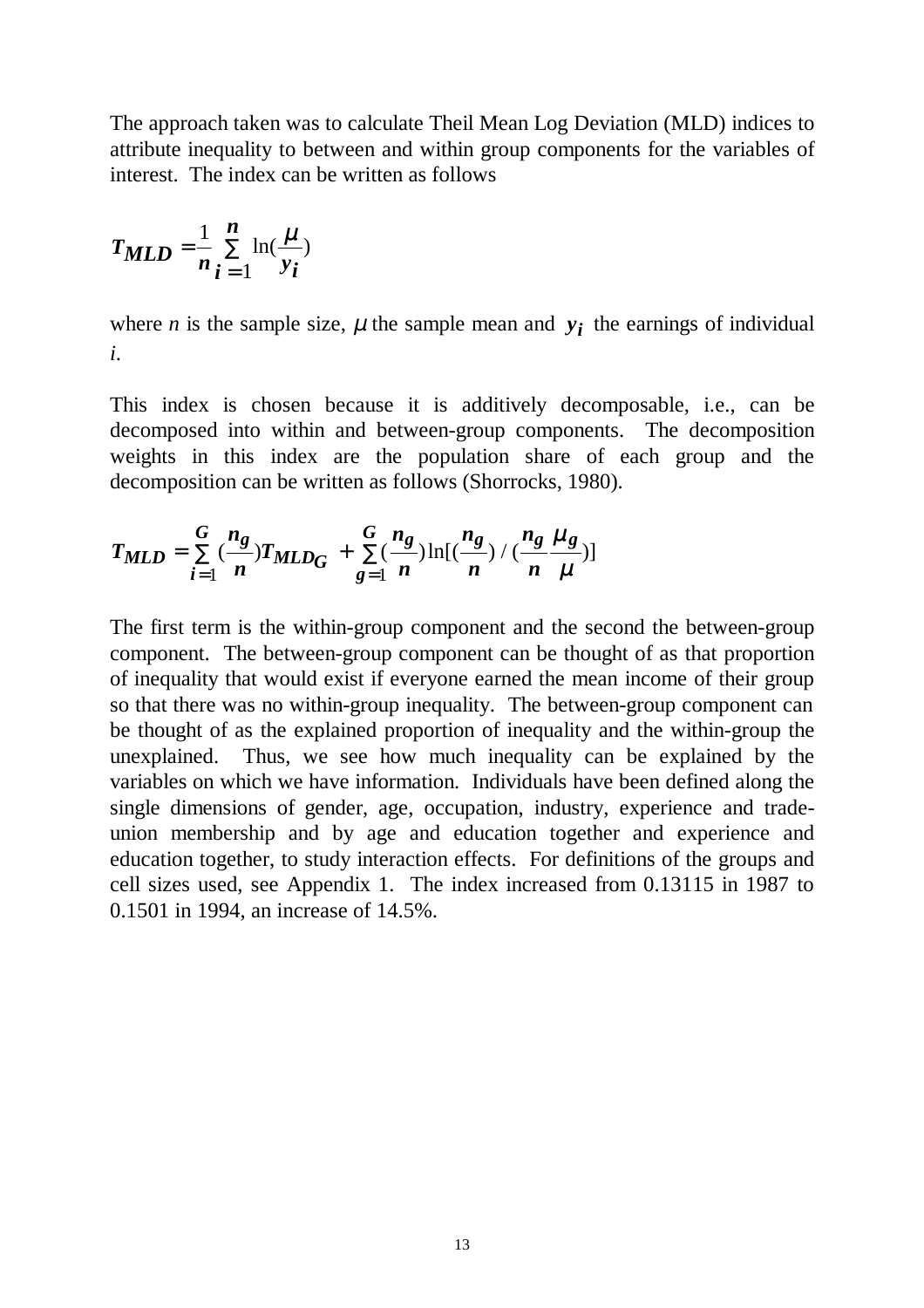The approach taken was to calculate Theil Mean Log Deviation (MLD) indices to attribute inequality to between and within group components for the variables of interest. The index can be written as follows

$$T_{MLD} = \frac{1}{n}\sum_{i=1}^{n} \ln\left(\frac{\mu}{y_i}\right)$$

where $n$ is the sample size, $\mu$ the sample mean and $y_i$ the earnings of individual $i$.

This index is chosen because it is additively decomposable, i.e., can be decomposed into within and between-group components. The decomposition weights in this index are the population share of each group and the decomposition can be written as follows (Shorrocks, 1980).

$$T_{MLD} = \sum_{i=1}^{G}\left(\frac{n_g}{n}\right)T_{MLD_G} + \sum_{g=1}^{G}\left(\frac{n_g}{n}\right)\ln\left[\left(\frac{n_g}{n}\right) / \left(\frac{n_g}{n}\frac{\mu_g}{\mu}\right)\right]$$

The first term is the within-group component and the second the between-group component. The between-group component can be thought of as that proportion of inequality that would exist if everyone earned the mean income of their group so that there was no within-group inequality. The between-group component can be thought of as the explained proportion of inequality and the within-group the unexplained. Thus, we see how much inequality can be explained by the variables on which we have information. Individuals have been defined along the single dimensions of gender, age, occupation, industry, experience and trade-union membership and by age and education together and experience and education together, to study interaction effects. For definitions of the groups and cell sizes used, see Appendix 1. The index increased from 0.13115 in 1987 to 0.1501 in 1994, an increase of 14.5%.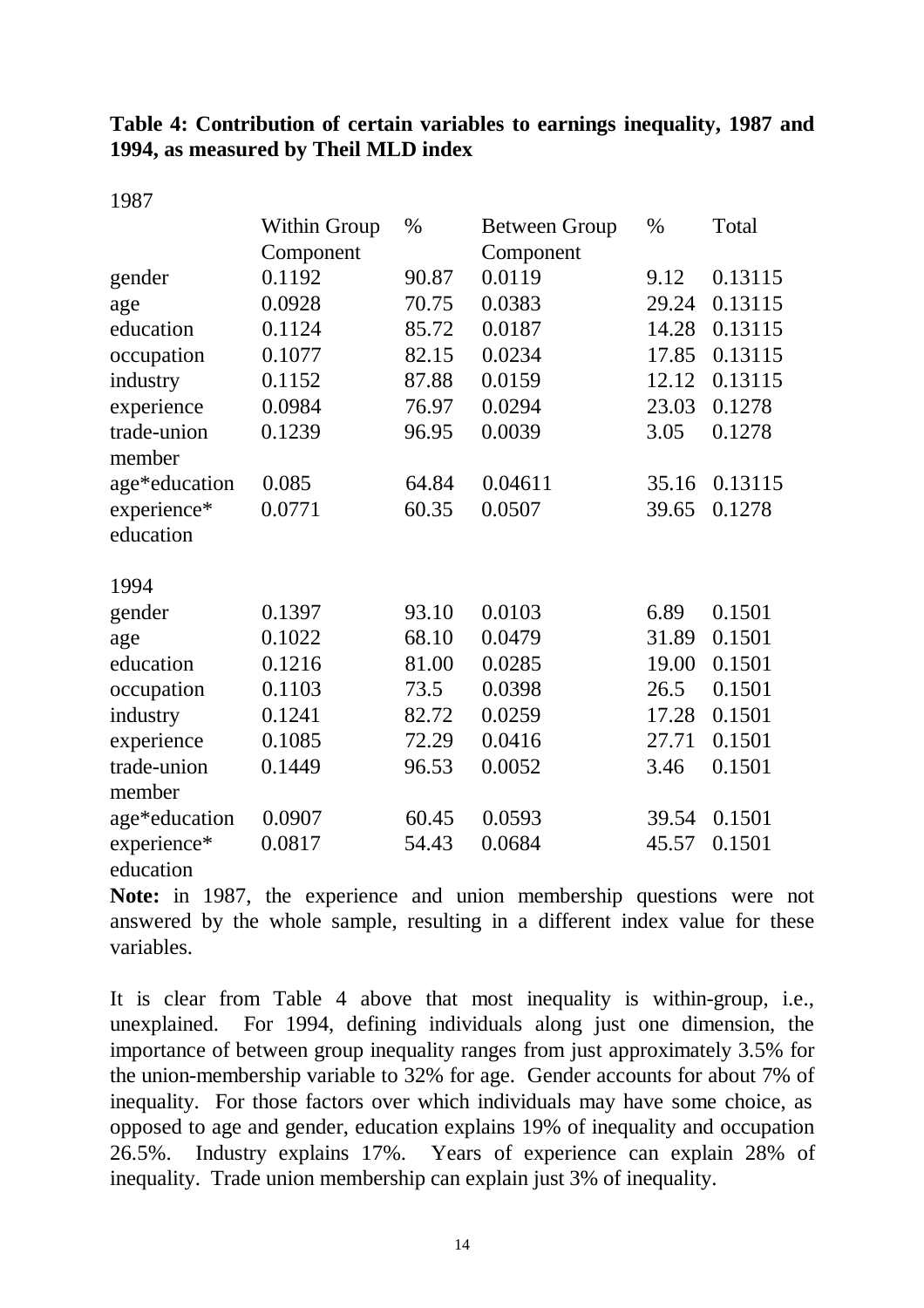**Table 4: Contribution of certain variables to earnings inequality, 1987 and 1994, as measured by Theil MLD index**

| | Within Group Component | % | Between Group Component | % | Total |
|---|---|---|---|---|---|
| 1987 | | | | | |
| gender | 0.1192 | 90.87 | 0.0119 | 9.12 | 0.13115 |
| age | 0.0928 | 70.75 | 0.0383 | 29.24 | 0.13115 |
| education | 0.1124 | 85.72 | 0.0187 | 14.28 | 0.13115 |
| occupation | 0.1077 | 82.15 | 0.0234 | 17.85 | 0.13115 |
| industry | 0.1152 | 87.88 | 0.0159 | 12.12 | 0.13115 |
| experience | 0.0984 | 76.97 | 0.0294 | 23.03 | 0.1278 |
| trade-union member | 0.1239 | 96.95 | 0.0039 | 3.05 | 0.1278 |
| age*education | 0.085 | 64.84 | 0.04611 | 35.16 | 0.13115 |
| experience* education | 0.0771 | 60.35 | 0.0507 | 39.65 | 0.1278 |
| 1994 | | | | | |
| gender | 0.1397 | 93.10 | 0.0103 | 6.89 | 0.1501 |
| age | 0.1022 | 68.10 | 0.0479 | 31.89 | 0.1501 |
| education | 0.1216 | 81.00 | 0.0285 | 19.00 | 0.1501 |
| occupation | 0.1103 | 73.5 | 0.0398 | 26.5 | 0.1501 |
| industry | 0.1241 | 82.72 | 0.0259 | 17.28 | 0.1501 |
| experience | 0.1085 | 72.29 | 0.0416 | 27.71 | 0.1501 |
| trade-union member | 0.1449 | 96.53 | 0.0052 | 3.46 | 0.1501 |
| age*education | 0.0907 | 60.45 | 0.0593 | 39.54 | 0.1501 |
| experience* education | 0.0817 | 54.43 | 0.0684 | 45.57 | 0.1501 |

**Note:** in 1987, the experience and union membership questions were not answered by the whole sample, resulting in a different index value for these variables.

It is clear from Table 4 above that most inequality is within-group, i.e., unexplained. For 1994, defining individuals along just one dimension, the importance of between group inequality ranges from just approximately 3.5% for the union-membership variable to 32% for age. Gender accounts for about 7% of inequality. For those factors over which individuals may have some choice, as opposed to age and gender, education explains 19% of inequality and occupation 26.5%. Industry explains 17%. Years of experience can explain 28% of inequality. Trade union membership can explain just 3% of inequality.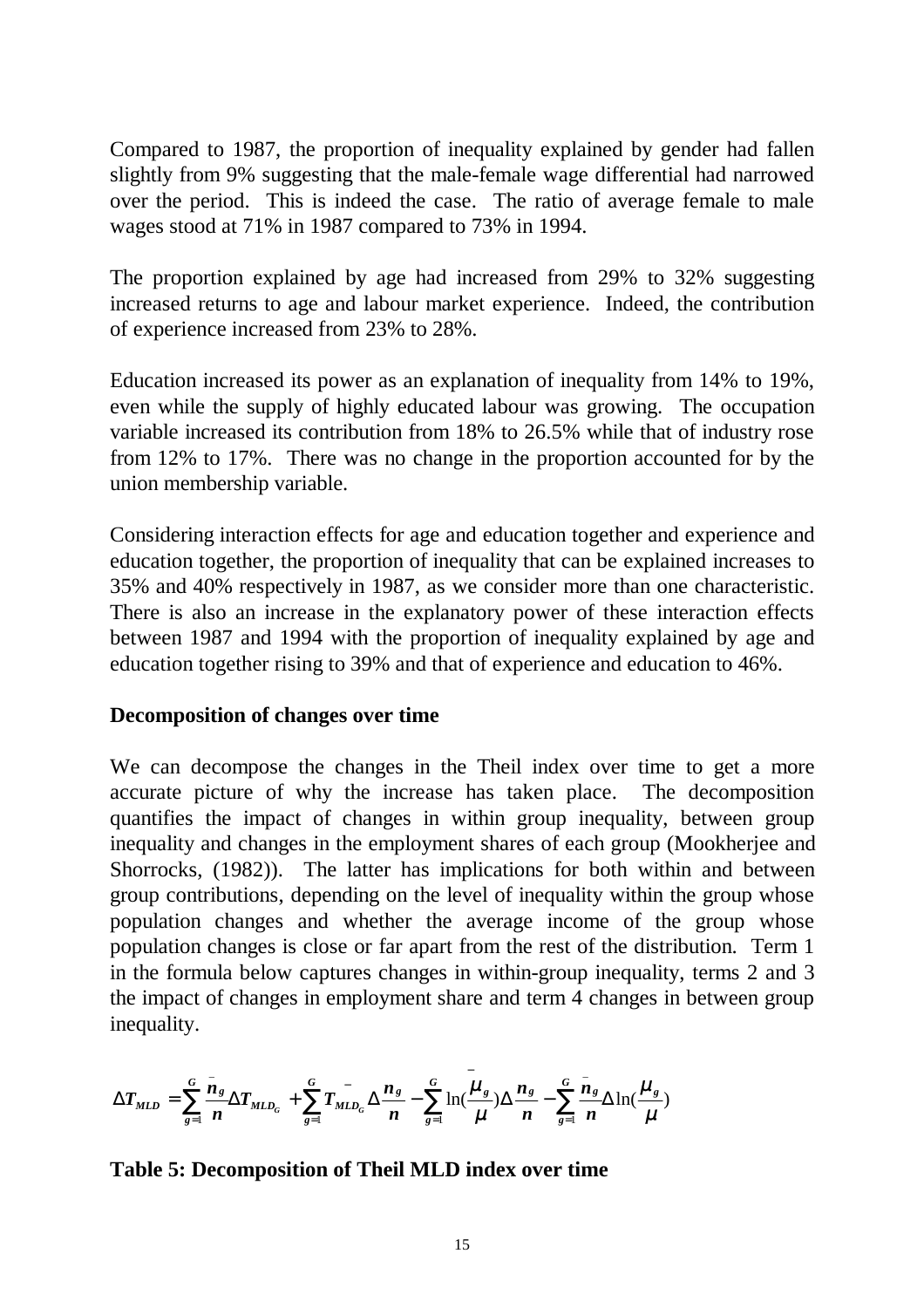Compared to 1987, the proportion of inequality explained by gender had fallen slightly from 9% suggesting that the male-female wage differential had narrowed over the period. This is indeed the case. The ratio of average female to male wages stood at 71% in 1987 compared to 73% in 1994.

The proportion explained by age had increased from 29% to 32% suggesting increased returns to age and labour market experience. Indeed, the contribution of experience increased from 23% to 28%.

Education increased its power as an explanation of inequality from 14% to 19%, even while the supply of highly educated labour was growing. The occupation variable increased its contribution from 18% to 26.5% while that of industry rose from 12% to 17%. There was no change in the proportion accounted for by the union membership variable.

Considering interaction effects for age and education together and experience and education together, the proportion of inequality that can be explained increases to 35% and 40% respectively in 1987, as we consider more than one characteristic. There is also an increase in the explanatory power of these interaction effects between 1987 and 1994 with the proportion of inequality explained by age and education together rising to 39% and that of experience and education to 46%.

**Decomposition of changes over time**

We can decompose the changes in the Theil index over time to get a more accurate picture of why the increase has taken place. The decomposition quantifies the impact of changes in within group inequality, between group inequality and changes in the employment shares of each group (Mookherjee and Shorrocks, (1982)). The latter has implications for both within and between group contributions, depending on the level of inequality within the group whose population changes and whether the average income of the group whose population changes is close or far apart from the rest of the distribution. Term 1 in the formula below captures changes in within-group inequality, terms 2 and 3 the impact of changes in employment share and term 4 changes in between group inequality.

$$\Delta T_{MLD} = \sum_{g=1}^{G} \frac{\bar{n}_g}{n} \Delta T_{MLD_G} + \sum_{g=1}^{G} \bar{T}_{MLD_G} \Delta \frac{n_g}{n} - \sum_{g=1}^{G} \ln(\frac{\bar{\mu}_g}{\mu}) \Delta \frac{n_g}{n} - \sum_{g=1}^{G} \frac{\bar{n}_g}{n} \Delta \ln(\frac{\mu_g}{\mu})$$

**Table 5: Decomposition of Theil MLD index over time**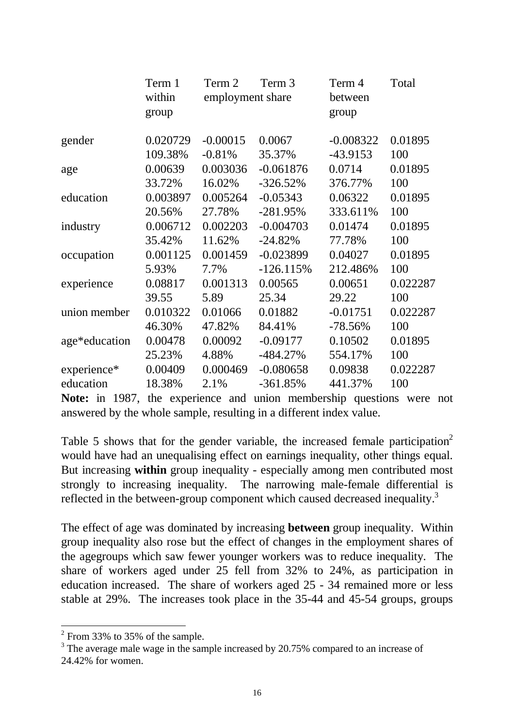| | Term 1 within group | Term 2 employment share | Term 3 | Term 4 between group | Total |
|---|---|---|---|---|---|
| gender | 0.020729 | -0.00015 | 0.0067 | -0.008322 | 0.01895 |
| | 109.38% | -0.81% | 35.37% | -43.9153 | 100 |
| age | 0.00639 | 0.003036 | -0.061876 | 0.0714 | 0.01895 |
| | 33.72% | 16.02% | -326.52% | 376.77% | 100 |
| education | 0.003897 | 0.005264 | -0.05343 | 0.06322 | 0.01895 |
| | 20.56% | 27.78% | -281.95% | 333.611% | 100 |
| industry | 0.006712 | 0.002203 | -0.004703 | 0.01474 | 0.01895 |
| | 35.42% | 11.62% | -24.82% | 77.78% | 100 |
| occupation | 0.001125 | 0.001459 | -0.023899 | 0.04027 | 0.01895 |
| | 5.93% | 7.7% | -126.115% | 212.486% | 100 |
| experience | 0.08817 | 0.001313 | 0.00565 | 0.00651 | 0.022287 |
| | 39.55 | 5.89 | 25.34 | 29.22 | 100 |
| union member | 0.010322 | 0.01066 | 0.01882 | -0.01751 | 0.022287 |
| | 46.30% | 47.82% | 84.41% | -78.56% | 100 |
| age*education | 0.00478 | 0.00092 | -0.09177 | 0.10502 | 0.01895 |
| | 25.23% | 4.88% | -484.27% | 554.17% | 100 |
| experience* education | 0.00409 | 0.000469 | -0.080658 | 0.09838 | 0.022287 |
| | 18.38% | 2.1% | -361.85% | 441.37% | 100 |

**Note:** in 1987, the experience and union membership questions were not answered by the whole sample, resulting in a different index value.

Table 5 shows that for the gender variable, the increased female participation[2] would have had an unequalising effect on earnings inequality, other things equal. But increasing **within** group inequality - especially among men contributed most strongly to increasing inequality. The narrowing male-female differential is reflected in the between-group component which caused decreased inequality.[3]

The effect of age was dominated by increasing **between** group inequality. Within group inequality also rose but the effect of changes in the employment shares of the agegroups which saw fewer younger workers was to reduce inequality. The share of workers aged under 25 fell from 32% to 24%, as participation in education increased. The share of workers aged 25 - 34 remained more or less stable at 29%. The increases took place in the 35-44 and 45-54 groups, groups

[2] From 33% to 35% of the sample.

[3] The average male wage in the sample increased by 20.75% compared to an increase of 24.42% for women.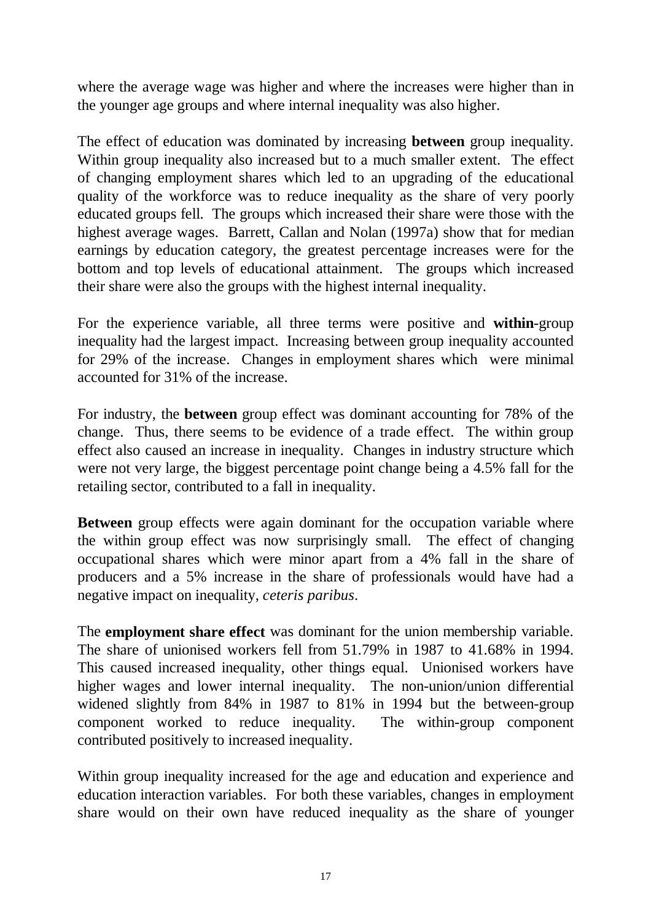where the average wage was higher and where the increases were higher than in the younger age groups and where internal inequality was also higher.

The effect of education was dominated by increasing **between** group inequality. Within group inequality also increased but to a much smaller extent. The effect of changing employment shares which led to an upgrading of the educational quality of the workforce was to reduce inequality as the share of very poorly educated groups fell. The groups which increased their share were those with the highest average wages. Barrett, Callan and Nolan (1997a) show that for median earnings by education category, the greatest percentage increases were for the bottom and top levels of educational attainment. The groups which increased their share were also the groups with the highest internal inequality.

For the experience variable, all three terms were positive and **within**-group inequality had the largest impact. Increasing between group inequality accounted for 29% of the increase. Changes in employment shares which were minimal accounted for 31% of the increase.

For industry, the **between** group effect was dominant accounting for 78% of the change. Thus, there seems to be evidence of a trade effect. The within group effect also caused an increase in inequality. Changes in industry structure which were not very large, the biggest percentage point change being a 4.5% fall for the retailing sector, contributed to a fall in inequality.

**Between** group effects were again dominant for the occupation variable where the within group effect was now surprisingly small. The effect of changing occupational shares which were minor apart from a 4% fall in the share of producers and a 5% increase in the share of professionals would have had a negative impact on inequality, *ceteris paribus*.

The **employment share effect** was dominant for the union membership variable. The share of unionised workers fell from 51.79% in 1987 to 41.68% in 1994. This caused increased inequality, other things equal. Unionised workers have higher wages and lower internal inequality. The non-union/union differential widened slightly from 84% in 1987 to 81% in 1994 but the between-group component worked to reduce inequality. The within-group component contributed positively to increased inequality.

Within group inequality increased for the age and education and experience and education interaction variables. For both these variables, changes in employment share would on their own have reduced inequality as the share of younger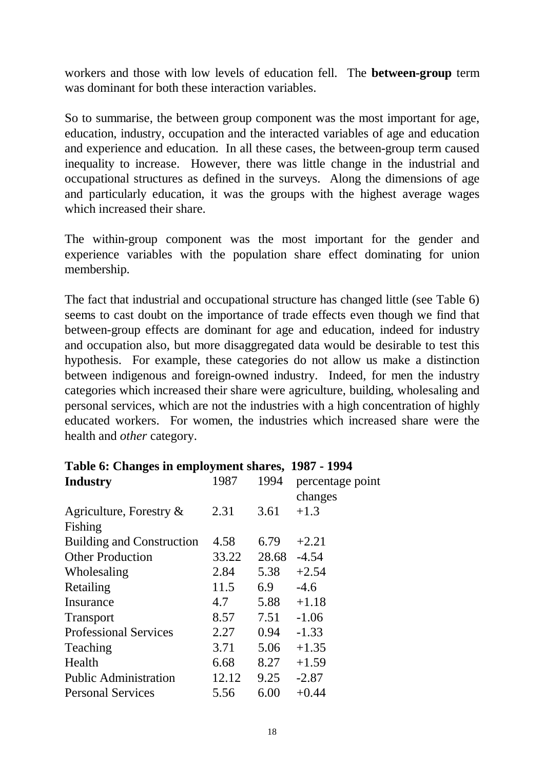workers and those with low levels of education fell. The **between-group** term was dominant for both these interaction variables.

So to summarise, the between group component was the most important for age, education, industry, occupation and the interacted variables of age and education and experience and education. In all these cases, the between-group term caused inequality to increase. However, there was little change in the industrial and occupational structures as defined in the surveys. Along the dimensions of age and particularly education, it was the groups with the highest average wages which increased their share.

The within-group component was the most important for the gender and experience variables with the population share effect dominating for union membership.

The fact that industrial and occupational structure has changed little (see Table 6) seems to cast doubt on the importance of trade effects even though we find that between-group effects are dominant for age and education, indeed for industry and occupation also, but more disaggregated data would be desirable to test this hypothesis. For example, these categories do not allow us make a distinction between indigenous and foreign-owned industry. Indeed, for men the industry categories which increased their share were agriculture, building, wholesaling and personal services, which are not the industries with a high concentration of highly educated workers. For women, the industries which increased share were the health and *other* category.

**Table 6: Changes in employment shares, 1987 - 1994**

| **Industry** | 1987 | 1994 | percentage point changes |
|---|---|---|---|
| Agriculture, Forestry & Fishing | 2.31 | 3.61 | +1.3 |
| Building and Construction | 4.58 | 6.79 | +2.21 |
| Other Production | 33.22 | 28.68 | -4.54 |
| Wholesaling | 2.84 | 5.38 | +2.54 |
| Retailing | 11.5 | 6.9 | -4.6 |
| Insurance | 4.7 | 5.88 | +1.18 |
| Transport | 8.57 | 7.51 | -1.06 |
| Professional Services | 2.27 | 0.94 | -1.33 |
| Teaching | 3.71 | 5.06 | +1.35 |
| Health | 6.68 | 8.27 | +1.59 |
| Public Administration | 12.12 | 9.25 | -2.87 |
| Personal Services | 5.56 | 6.00 | +0.44 |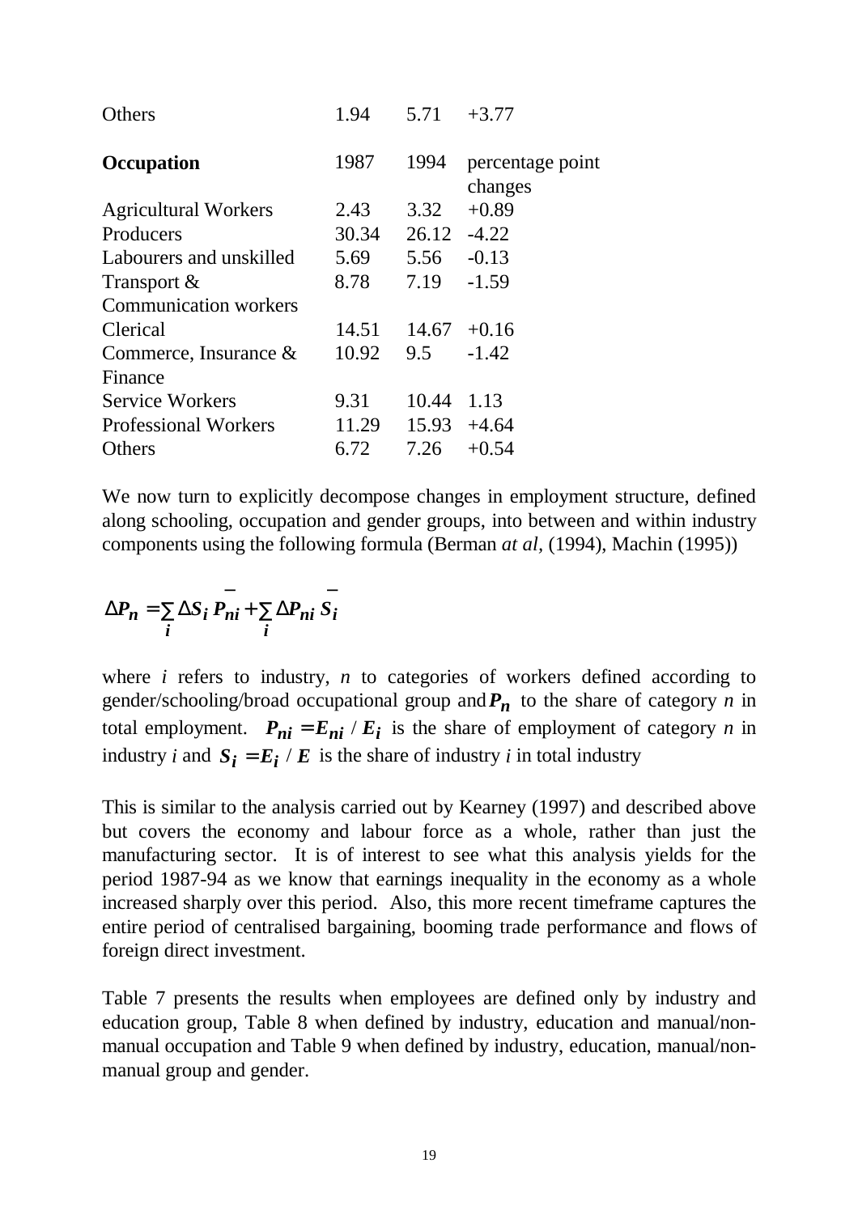| | | | |
|---|---|---|---|
| Others | 1.94 | 5.71 | +3.77 |
| **Occupation** | 1987 | 1994 | percentage point changes |
| Agricultural Workers | 2.43 | 3.32 | +0.89 |
| Producers | 30.34 | 26.12 | -4.22 |
| Labourers and unskilled | 5.69 | 5.56 | -0.13 |
| Transport & Communication workers | 8.78 | 7.19 | -1.59 |
| Clerical | 14.51 | 14.67 | +0.16 |
| Commerce, Insurance & Finance | 10.92 | 9.5 | -1.42 |
| Service Workers | 9.31 | 10.44 | 1.13 |
| Professional Workers | 11.29 | 15.93 | +4.64 |
| Others | 6.72 | 7.26 | +0.54 |

We now turn to explicitly decompose changes in employment structure, defined along schooling, occupation and gender groups, into between and within industry components using the following formula (Berman *at al*, (1994), Machin (1995))

$$\Delta P_n = \sum_i \Delta S_i \bar{P}_{ni} + \sum_i \Delta P_{ni} \bar{S}_i$$

where $i$ refers to industry, $n$ to categories of workers defined according to gender/schooling/broad occupational group and $P_n$ to the share of category $n$ in total employment. $P_{ni} = E_{ni} / E_i$ is the share of employment of category $n$ in industry $i$ and $S_i = E_i / E$ is the share of industry $i$ in total industry

This is similar to the analysis carried out by Kearney (1997) and described above but covers the economy and labour force as a whole, rather than just the manufacturing sector. It is of interest to see what this analysis yields for the period 1987-94 as we know that earnings inequality in the economy as a whole increased sharply over this period. Also, this more recent timeframe captures the entire period of centralised bargaining, booming trade performance and flows of foreign direct investment.

Table 7 presents the results when employees are defined only by industry and education group, Table 8 when defined by industry, education and manual/non-manual occupation and Table 9 when defined by industry, education, manual/non-manual group and gender.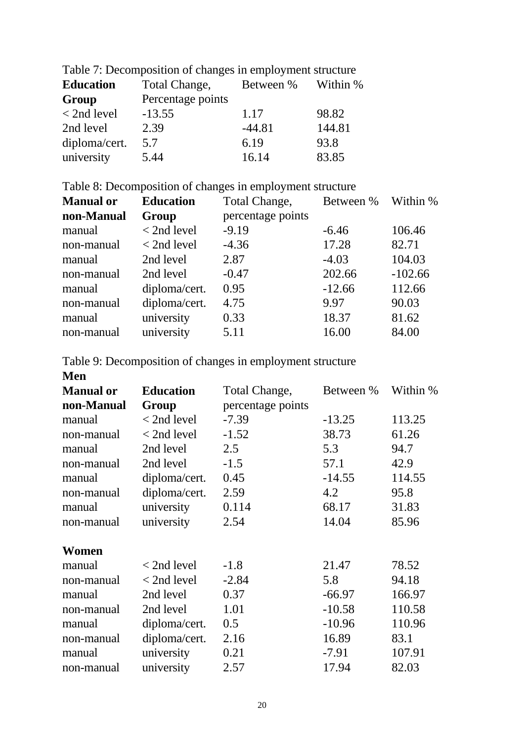Table 7: Decomposition of changes in employment structure

| Education Group | Total Change, Percentage points | Between % | Within % |
|---|---|---|---|
| < 2nd level | -13.55 | 1.17 | 98.82 |
| 2nd level | 2.39 | -44.81 | 144.81 |
| diploma/cert. | 5.7 | 6.19 | 93.8 |
| university | 5.44 | 16.14 | 83.85 |

Table 8: Decomposition of changes in employment structure

| Manual or non-Manual | Education Group | Total Change, percentage points | Between % | Within % |
|---|---|---|---|---|
| manual | < 2nd level | -9.19 | -6.46 | 106.46 |
| non-manual | < 2nd level | -4.36 | 17.28 | 82.71 |
| manual | 2nd level | 2.87 | -4.03 | 104.03 |
| non-manual | 2nd level | -0.47 | 202.66 | -102.66 |
| manual | diploma/cert. | 0.95 | -12.66 | 112.66 |
| non-manual | diploma/cert. | 4.75 | 9.97 | 90.03 |
| manual | university | 0.33 | 18.37 | 81.62 |
| non-manual | university | 5.11 | 16.00 | 84.00 |

Table 9: Decomposition of changes in employment structure

**Men**

| Manual or non-Manual | Education Group | Total Change, percentage points | Between % | Within % |
|---|---|---|---|---|
| manual | < 2nd level | -7.39 | -13.25 | 113.25 |
| non-manual | < 2nd level | -1.52 | 38.73 | 61.26 |
| manual | 2nd level | 2.5 | 5.3 | 94.7 |
| non-manual | 2nd level | -1.5 | 57.1 | 42.9 |
| manual | diploma/cert. | 0.45 | -14.55 | 114.55 |
| non-manual | diploma/cert. | 2.59 | 4.2 | 95.8 |
| manual | university | 0.114 | 68.17 | 31.83 |
| non-manual | university | 2.54 | 14.04 | 85.96 |
| **Women** | | | | |
| manual | < 2nd level | -1.8 | 21.47 | 78.52 |
| non-manual | < 2nd level | -2.84 | 5.8 | 94.18 |
| manual | 2nd level | 0.37 | -66.97 | 166.97 |
| non-manual | 2nd level | 1.01 | -10.58 | 110.58 |
| manual | diploma/cert. | 0.5 | -10.96 | 110.96 |
| non-manual | diploma/cert. | 2.16 | 16.89 | 83.1 |
| manual | university | 0.21 | -7.91 | 107.91 |
| non-manual | university | 2.57 | 17.94 | 82.03 |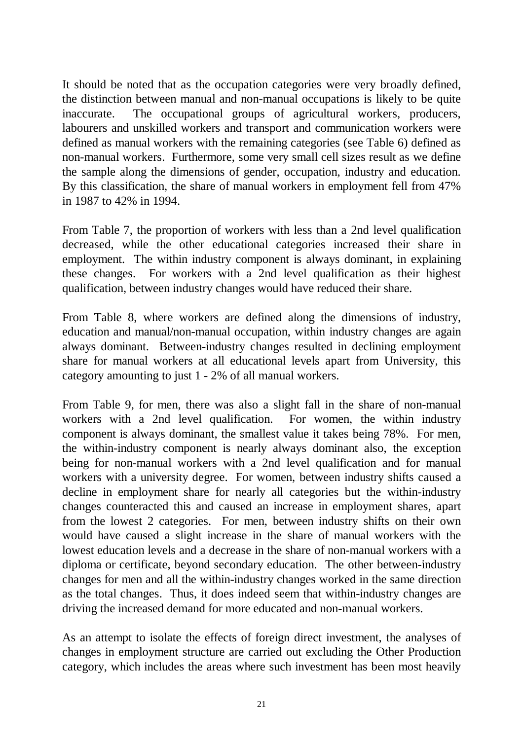It should be noted that as the occupation categories were very broadly defined, the distinction between manual and non-manual occupations is likely to be quite inaccurate. The occupational groups of agricultural workers, producers, labourers and unskilled workers and transport and communication workers were defined as manual workers with the remaining categories (see Table 6) defined as non-manual workers. Furthermore, some very small cell sizes result as we define the sample along the dimensions of gender, occupation, industry and education. By this classification, the share of manual workers in employment fell from 47% in 1987 to 42% in 1994.

From Table 7, the proportion of workers with less than a 2nd level qualification decreased, while the other educational categories increased their share in employment. The within industry component is always dominant, in explaining these changes. For workers with a 2nd level qualification as their highest qualification, between industry changes would have reduced their share.

From Table 8, where workers are defined along the dimensions of industry, education and manual/non-manual occupation, within industry changes are again always dominant. Between-industry changes resulted in declining employment share for manual workers at all educational levels apart from University, this category amounting to just 1 - 2% of all manual workers.

From Table 9, for men, there was also a slight fall in the share of non-manual workers with a 2nd level qualification. For women, the within industry component is always dominant, the smallest value it takes being 78%. For men, the within-industry component is nearly always dominant also, the exception being for non-manual workers with a 2nd level qualification and for manual workers with a university degree. For women, between industry shifts caused a decline in employment share for nearly all categories but the within-industry changes counteracted this and caused an increase in employment shares, apart from the lowest 2 categories. For men, between industry shifts on their own would have caused a slight increase in the share of manual workers with the lowest education levels and a decrease in the share of non-manual workers with a diploma or certificate, beyond secondary education. The other between-industry changes for men and all the within-industry changes worked in the same direction as the total changes. Thus, it does indeed seem that within-industry changes are driving the increased demand for more educated and non-manual workers.

As an attempt to isolate the effects of foreign direct investment, the analyses of changes in employment structure are carried out excluding the Other Production category, which includes the areas where such investment has been most heavily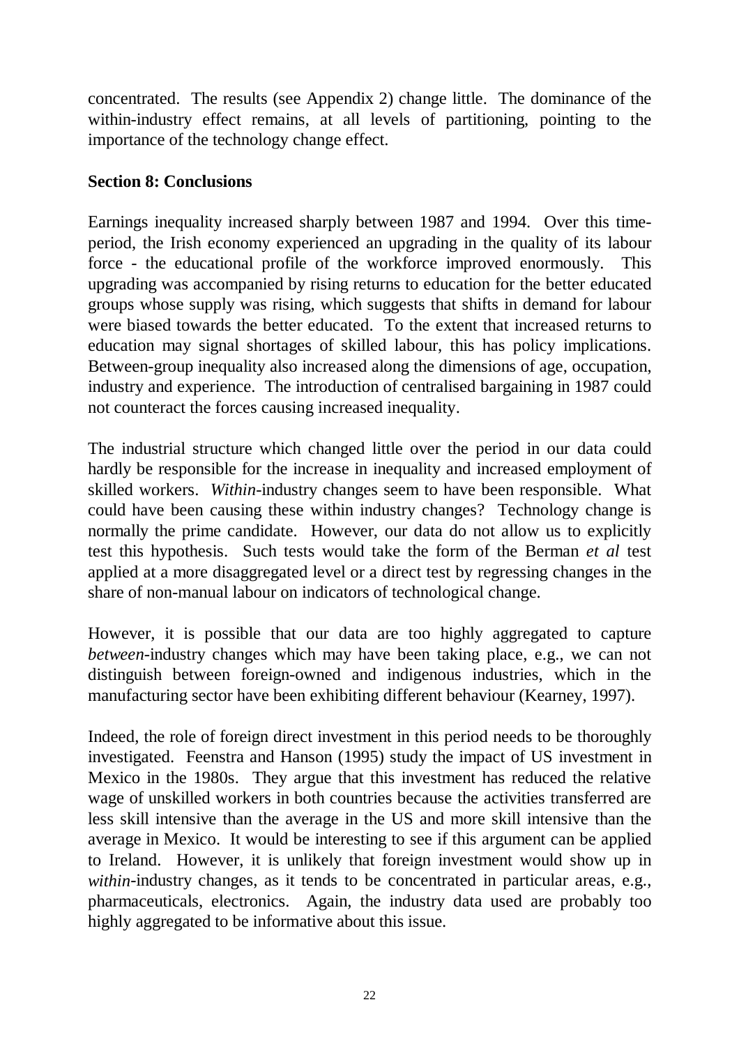concentrated. The results (see Appendix 2) change little. The dominance of the within-industry effect remains, at all levels of partitioning, pointing to the importance of the technology change effect.

## Section 8: Conclusions

Earnings inequality increased sharply between 1987 and 1994. Over this time-period, the Irish economy experienced an upgrading in the quality of its labour force - the educational profile of the workforce improved enormously. This upgrading was accompanied by rising returns to education for the better educated groups whose supply was rising, which suggests that shifts in demand for labour were biased towards the better educated. To the extent that increased returns to education may signal shortages of skilled labour, this has policy implications. Between-group inequality also increased along the dimensions of age, occupation, industry and experience. The introduction of centralised bargaining in 1987 could not counteract the forces causing increased inequality.

The industrial structure which changed little over the period in our data could hardly be responsible for the increase in inequality and increased employment of skilled workers. *Within*-industry changes seem to have been responsible. What could have been causing these within industry changes? Technology change is normally the prime candidate. However, our data do not allow us to explicitly test this hypothesis. Such tests would take the form of the Berman *et al* test applied at a more disaggregated level or a direct test by regressing changes in the share of non-manual labour on indicators of technological change.

However, it is possible that our data are too highly aggregated to capture *between*-industry changes which may have been taking place, e.g., we can not distinguish between foreign-owned and indigenous industries, which in the manufacturing sector have been exhibiting different behaviour (Kearney, 1997).

Indeed, the role of foreign direct investment in this period needs to be thoroughly investigated. Feenstra and Hanson (1995) study the impact of US investment in Mexico in the 1980s. They argue that this investment has reduced the relative wage of unskilled workers in both countries because the activities transferred are less skill intensive than the average in the US and more skill intensive than the average in Mexico. It would be interesting to see if this argument can be applied to Ireland. However, it is unlikely that foreign investment would show up in *within*-industry changes, as it tends to be concentrated in particular areas, e.g., pharmaceuticals, electronics. Again, the industry data used are probably too highly aggregated to be informative about this issue.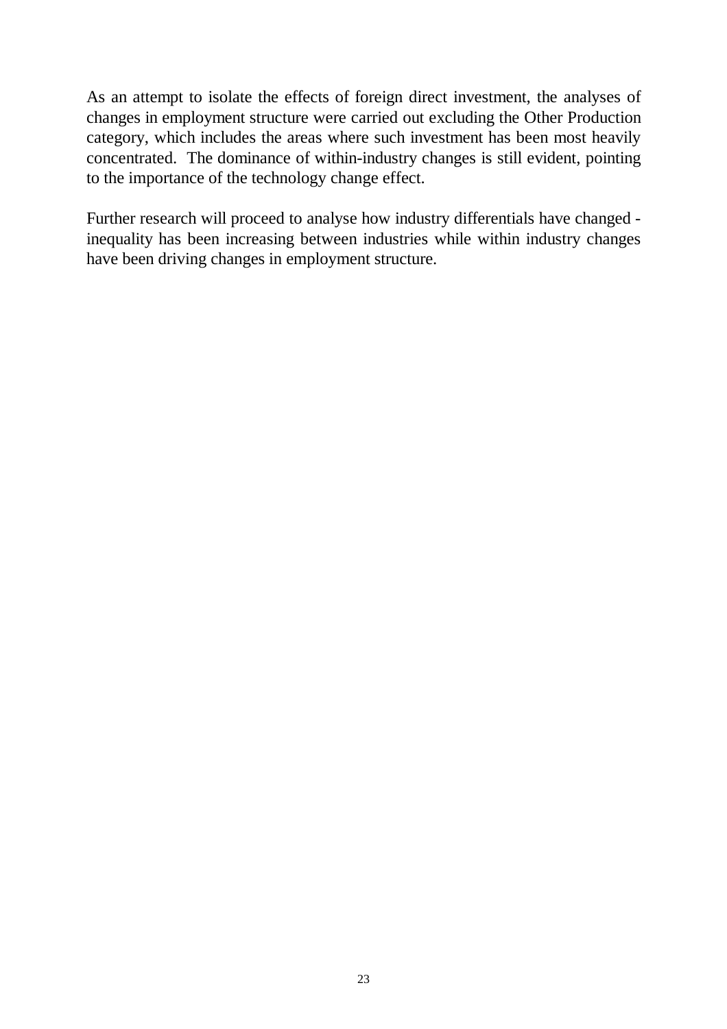As an attempt to isolate the effects of foreign direct investment, the analyses of changes in employment structure were carried out excluding the Other Production category, which includes the areas where such investment has been most heavily concentrated. The dominance of within-industry changes is still evident, pointing to the importance of the technology change effect.

Further research will proceed to analyse how industry differentials have changed - inequality has been increasing between industries while within industry changes have been driving changes in employment structure.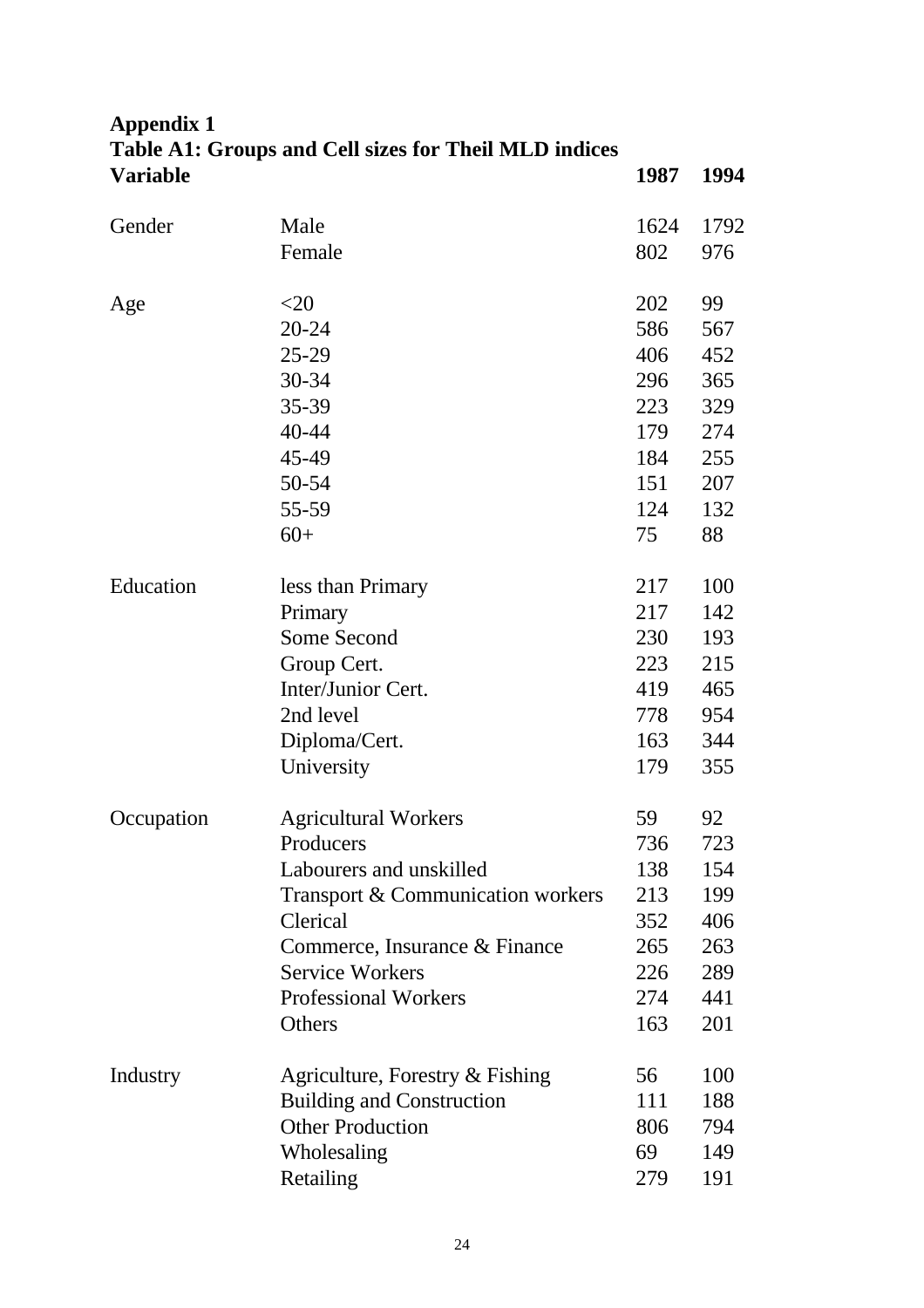# Appendix 1

## Table A1: Groups and Cell sizes for Theil MLD indices

| Variable | | 1987 | 1994 |
|---|---|---|---|
| Gender | Male | 1624 | 1792 |
| | Female | 802 | 976 |
| Age | <20 | 202 | 99 |
| | 20-24 | 586 | 567 |
| | 25-29 | 406 | 452 |
| | 30-34 | 296 | 365 |
| | 35-39 | 223 | 329 |
| | 40-44 | 179 | 274 |
| | 45-49 | 184 | 255 |
| | 50-54 | 151 | 207 |
| | 55-59 | 124 | 132 |
| | 60+ | 75 | 88 |
| Education | less than Primary | 217 | 100 |
| | Primary | 217 | 142 |
| | Some Second | 230 | 193 |
| | Group Cert. | 223 | 215 |
| | Inter/Junior Cert. | 419 | 465 |
| | 2nd level | 778 | 954 |
| | Diploma/Cert. | 163 | 344 |
| | University | 179 | 355 |
| Occupation | Agricultural Workers | 59 | 92 |
| | Producers | 736 | 723 |
| | Labourers and unskilled | 138 | 154 |
| | Transport & Communication workers | 213 | 199 |
| | Clerical | 352 | 406 |
| | Commerce, Insurance & Finance | 265 | 263 |
| | Service Workers | 226 | 289 |
| | Professional Workers | 274 | 441 |
| | Others | 163 | 201 |
| Industry | Agriculture, Forestry & Fishing | 56 | 100 |
| | Building and Construction | 111 | 188 |
| | Other Production | 806 | 794 |
| | Wholesaling | 69 | 149 |
| | Retailing | 279 | 191 |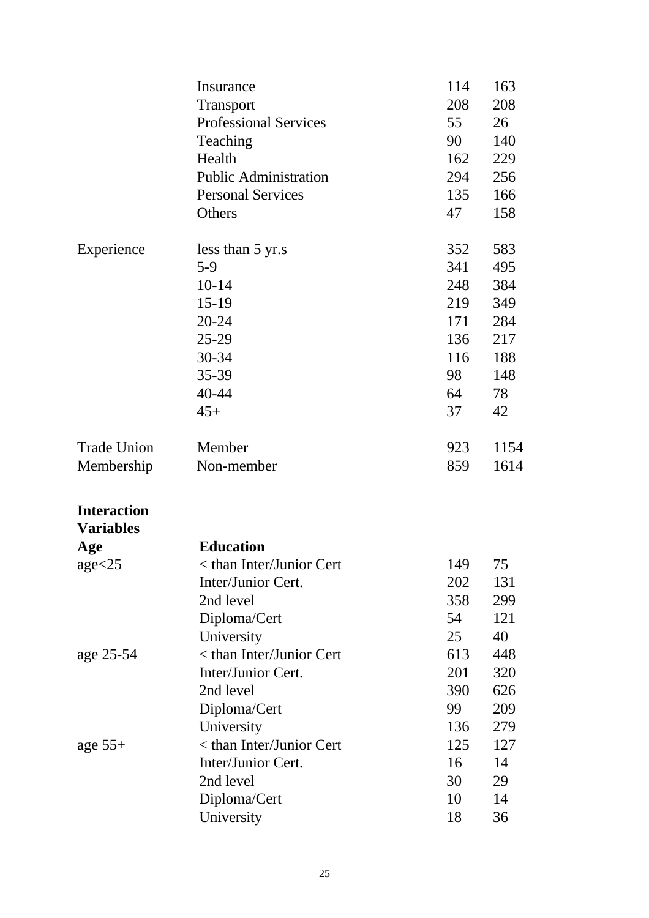| | | | |
|---|---|---|---|
| | Insurance | 114 | 163 |
| | Transport | 208 | 208 |
| | Professional Services | 55 | 26 |
| | Teaching | 90 | 140 |
| | Health | 162 | 229 |
| | Public Administration | 294 | 256 |
| | Personal Services | 135 | 166 |
| | Others | 47 | 158 |
| Experience | less than 5 yr.s | 352 | 583 |
| | 5-9 | 341 | 495 |
| | 10-14 | 248 | 384 |
| | 15-19 | 219 | 349 |
| | 20-24 | 171 | 284 |
| | 25-29 | 136 | 217 |
| | 30-34 | 116 | 188 |
| | 35-39 | 98 | 148 |
| | 40-44 | 64 | 78 |
| | 45+ | 37 | 42 |
| Trade Union Membership | Member | 923 | 1154 |
| | Non-member | 859 | 1614 |
| **Interaction Variables** | | | |
| **Age** | **Education** | | |
| age<25 | < than Inter/Junior Cert | 149 | 75 |
| | Inter/Junior Cert. | 202 | 131 |
| | 2nd level | 358 | 299 |
| | Diploma/Cert | 54 | 121 |
| | University | 25 | 40 |
| age 25-54 | < than Inter/Junior Cert | 613 | 448 |
| | Inter/Junior Cert. | 201 | 320 |
| | 2nd level | 390 | 626 |
| | Diploma/Cert | 99 | 209 |
| | University | 136 | 279 |
| age 55+ | < than Inter/Junior Cert | 125 | 127 |
| | Inter/Junior Cert. | 16 | 14 |
| | 2nd level | 30 | 29 |
| | Diploma/Cert | 10 | 14 |
| | University | 18 | 36 |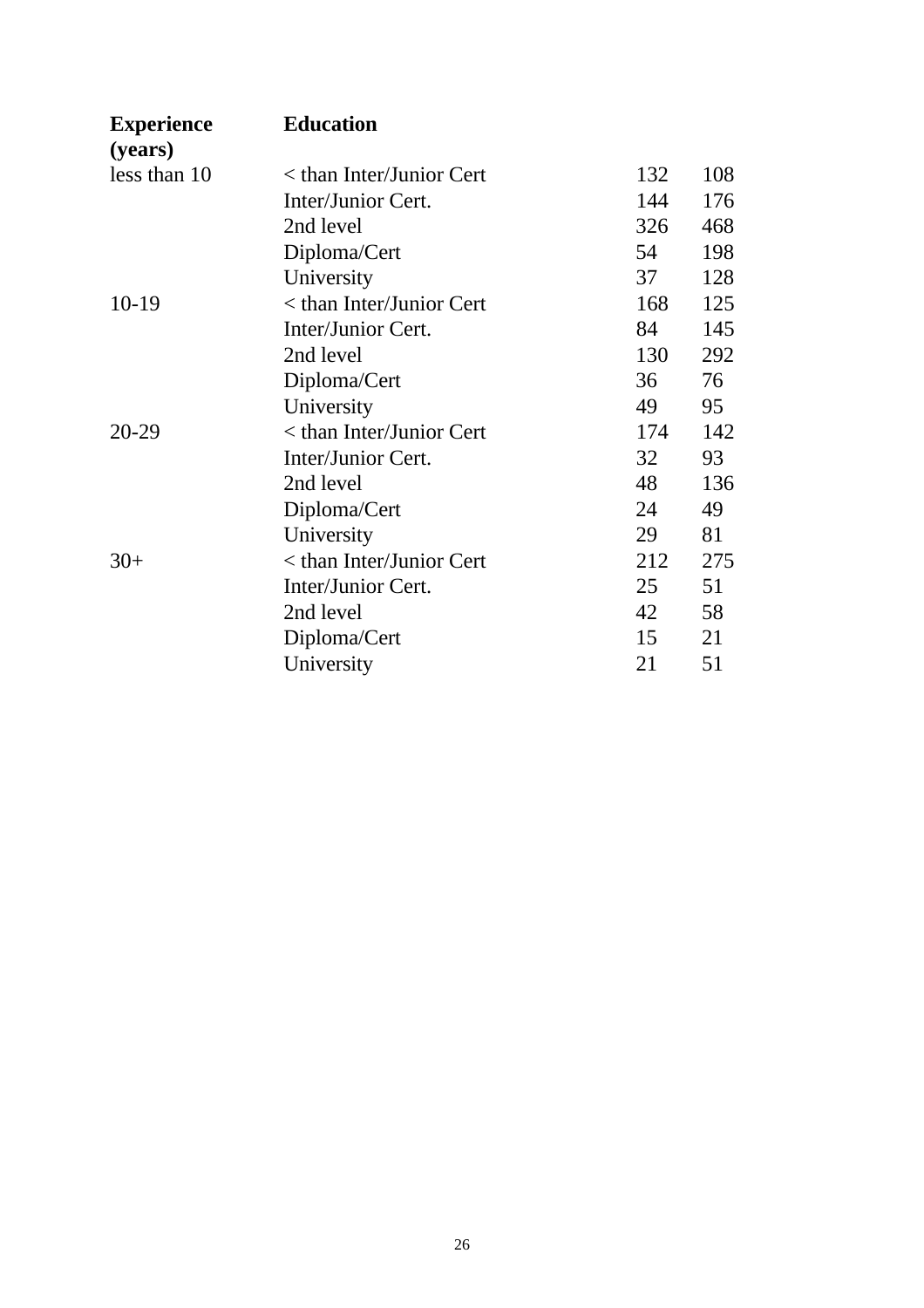| Experience (years) | Education | | |
|---|---|---|---|
| less than 10 | < than Inter/Junior Cert | 132 | 108 |
| | Inter/Junior Cert. | 144 | 176 |
| | 2nd level | 326 | 468 |
| | Diploma/Cert | 54 | 198 |
| | University | 37 | 128 |
| 10-19 | < than Inter/Junior Cert | 168 | 125 |
| | Inter/Junior Cert. | 84 | 145 |
| | 2nd level | 130 | 292 |
| | Diploma/Cert | 36 | 76 |
| | University | 49 | 95 |
| 20-29 | < than Inter/Junior Cert | 174 | 142 |
| | Inter/Junior Cert. | 32 | 93 |
| | 2nd level | 48 | 136 |
| | Diploma/Cert | 24 | 49 |
| | University | 29 | 81 |
| 30+ | < than Inter/Junior Cert | 212 | 275 |
| | Inter/Junior Cert. | 25 | 51 |
| | 2nd level | 42 | 58 |
| | Diploma/Cert | 15 | 21 |
| | University | 21 | 51 |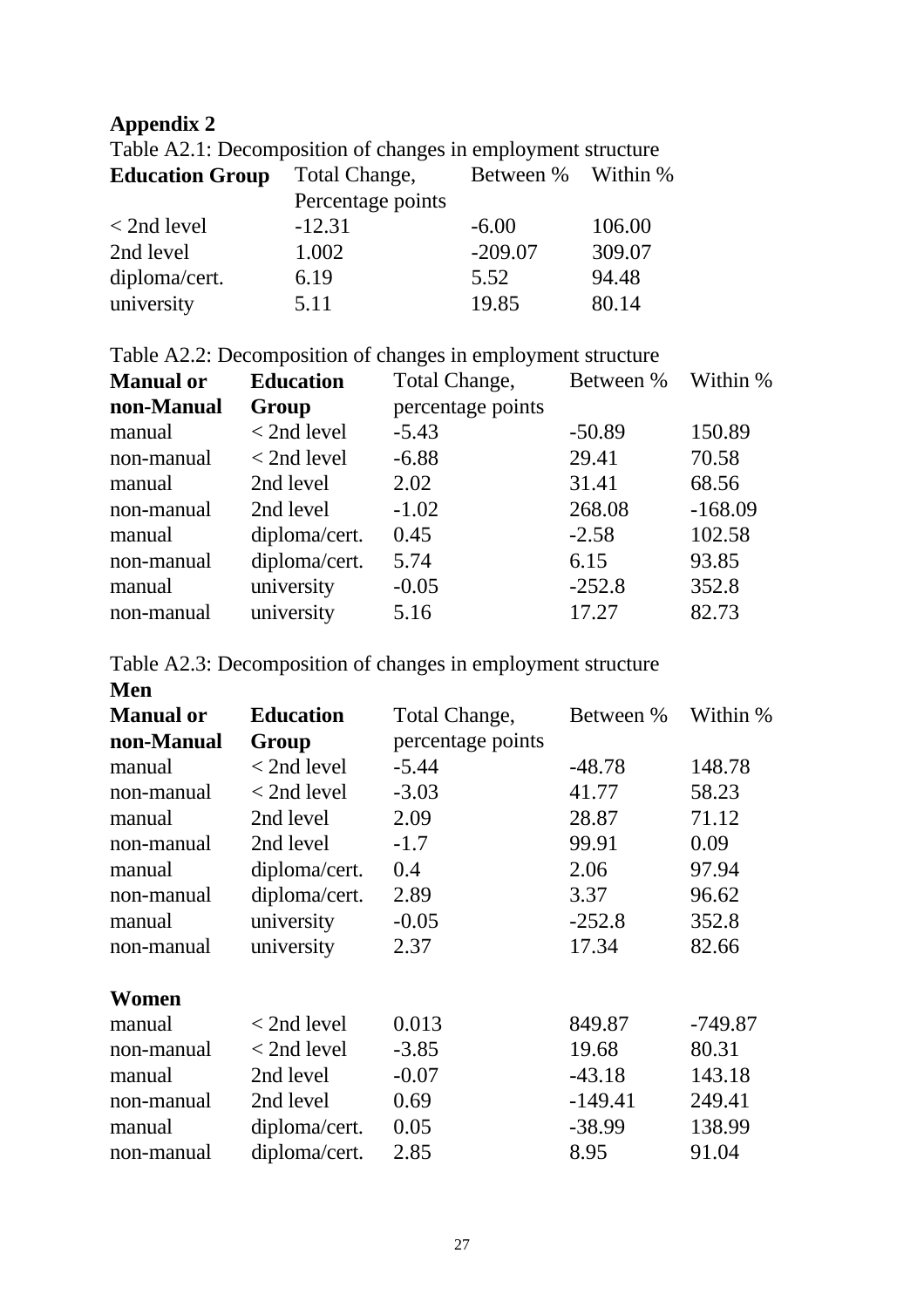**Appendix 2**

Table A2.1: Decomposition of changes in employment structure

| **Education Group** | Total Change, Percentage points | Between % | Within % |
|---|---|---|---|
| < 2nd level | -12.31 | -6.00 | 106.00 |
| 2nd level | 1.002 | -209.07 | 309.07 |
| diploma/cert. | 6.19 | 5.52 | 94.48 |
| university | 5.11 | 19.85 | 80.14 |

Table A2.2: Decomposition of changes in employment structure

| **Manual or non-Manual** | **Education Group** | Total Change, percentage points | Between % | Within % |
|---|---|---|---|---|
| manual | < 2nd level | -5.43 | -50.89 | 150.89 |
| non-manual | < 2nd level | -6.88 | 29.41 | 70.58 |
| manual | 2nd level | 2.02 | 31.41 | 68.56 |
| non-manual | 2nd level | -1.02 | 268.08 | -168.09 |
| manual | diploma/cert. | 0.45 | -2.58 | 102.58 |
| non-manual | diploma/cert. | 5.74 | 6.15 | 93.85 |
| manual | university | -0.05 | -252.8 | 352.8 |
| non-manual | university | 5.16 | 17.27 | 82.73 |

Table A2.3: Decomposition of changes in employment structure

| **Manual or non-Manual** | **Education Group** | Total Change, percentage points | Between % | Within % |
|---|---|---|---|---|
| **Men** | | | | |
| manual | < 2nd level | -5.44 | -48.78 | 148.78 |
| non-manual | < 2nd level | -3.03 | 41.77 | 58.23 |
| manual | 2nd level | 2.09 | 28.87 | 71.12 |
| non-manual | 2nd level | -1.7 | 99.91 | 0.09 |
| manual | diploma/cert. | 0.4 | 2.06 | 97.94 |
| non-manual | diploma/cert. | 2.89 | 3.37 | 96.62 |
| manual | university | -0.05 | -252.8 | 352.8 |
| non-manual | university | 2.37 | 17.34 | 82.66 |
| **Women** | | | | |
| manual | < 2nd level | 0.013 | 849.87 | -749.87 |
| non-manual | < 2nd level | -3.85 | 19.68 | 80.31 |
| manual | 2nd level | -0.07 | -43.18 | 143.18 |
| non-manual | 2nd level | 0.69 | -149.41 | 249.41 |
| manual | diploma/cert. | 0.05 | -38.99 | 138.99 |
| non-manual | diploma/cert. | 2.85 | 8.95 | 91.04 |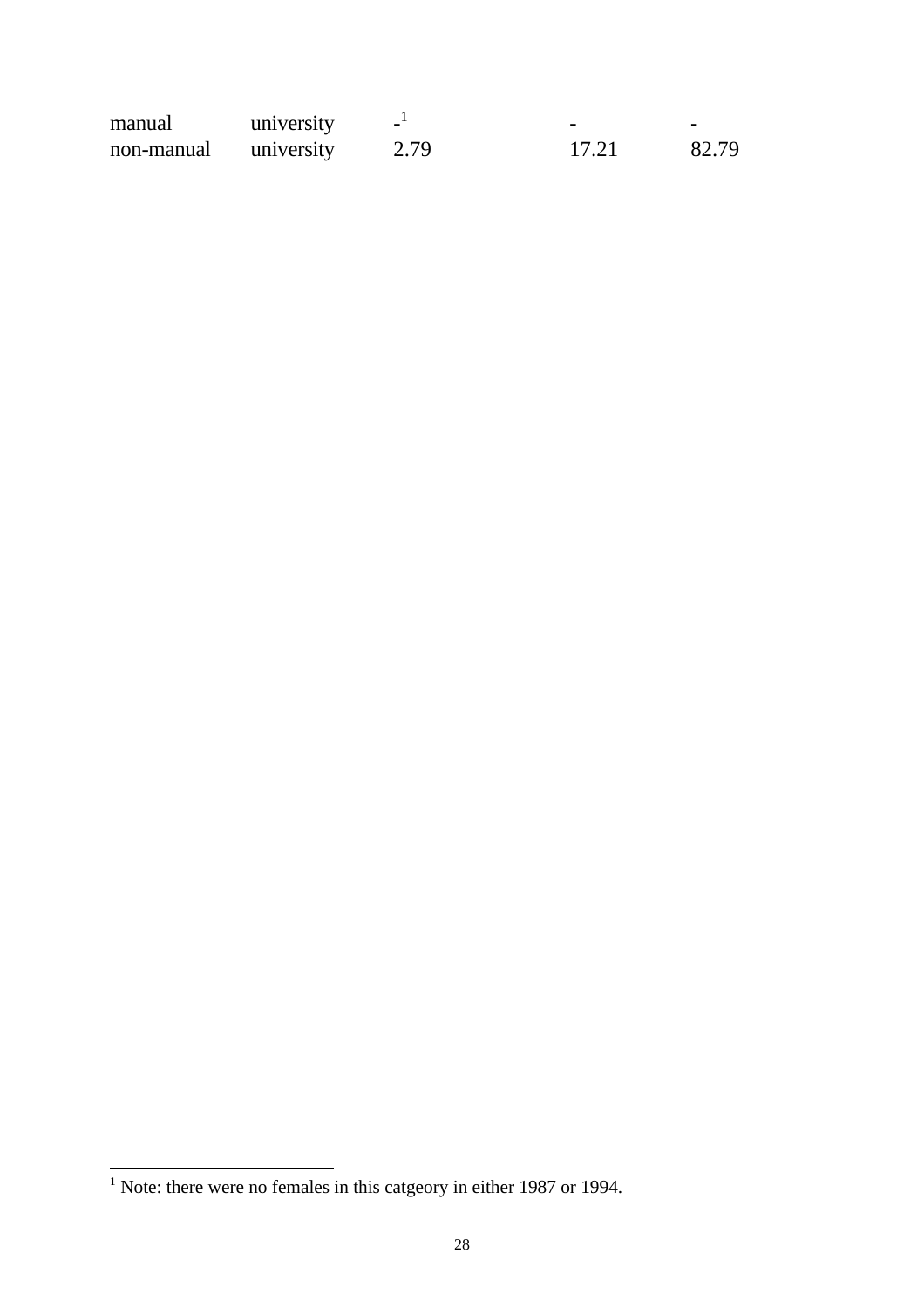| | | | | |
|---|---|---|---|---|
| manual | university | -[1] | - | - |
| non-manual | university | 2.79 | 17.21 | 82.79 |

[1] Note: there were no females in this catgeory in either 1987 or 1994.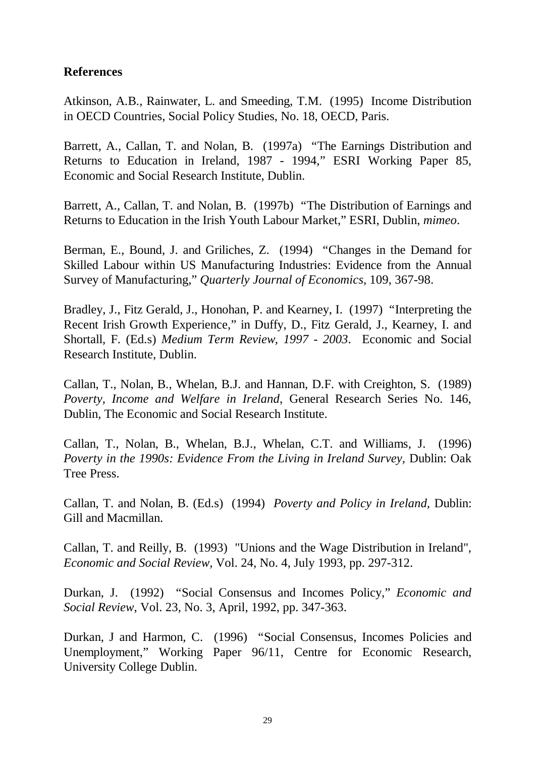## References

Atkinson, A.B., Rainwater, L. and Smeeding, T.M. (1995) Income Distribution in OECD Countries, Social Policy Studies, No. 18, OECD, Paris.

Barrett, A., Callan, T. and Nolan, B. (1997a) "The Earnings Distribution and Returns to Education in Ireland, 1987 - 1994," ESRI Working Paper 85, Economic and Social Research Institute, Dublin.

Barrett, A., Callan, T. and Nolan, B. (1997b) "The Distribution of Earnings and Returns to Education in the Irish Youth Labour Market," ESRI, Dublin, *mimeo*.

Berman, E., Bound, J. and Griliches, Z. (1994) "Changes in the Demand for Skilled Labour within US Manufacturing Industries: Evidence from the Annual Survey of Manufacturing," *Quarterly Journal of Economics*, 109, 367-98.

Bradley, J., Fitz Gerald, J., Honohan, P. and Kearney, I. (1997) "Interpreting the Recent Irish Growth Experience," in Duffy, D., Fitz Gerald, J., Kearney, I. and Shortall, F. (Ed.s) *Medium Term Review, 1997 - 2003*. Economic and Social Research Institute, Dublin.

Callan, T., Nolan, B., Whelan, B.J. and Hannan, D.F. with Creighton, S. (1989) *Poverty, Income and Welfare in Ireland*, General Research Series No. 146, Dublin, The Economic and Social Research Institute.

Callan, T., Nolan, B., Whelan, B.J., Whelan, C.T. and Williams, J. (1996) *Poverty in the 1990s: Evidence From the Living in Ireland Survey,* Dublin: Oak Tree Press.

Callan, T. and Nolan, B. (Ed.s) (1994) *Poverty and Policy in Ireland,* Dublin: Gill and Macmillan.

Callan, T. and Reilly, B. (1993) "Unions and the Wage Distribution in Ireland", *Economic and Social Review,* Vol. 24, No. 4, July 1993, pp. 297-312.

Durkan, J. (1992) "Social Consensus and Incomes Policy," *Economic and Social Review*, Vol. 23, No. 3, April, 1992, pp. 347-363.

Durkan, J and Harmon, C. (1996) "Social Consensus, Incomes Policies and Unemployment," Working Paper 96/11, Centre for Economic Research, University College Dublin.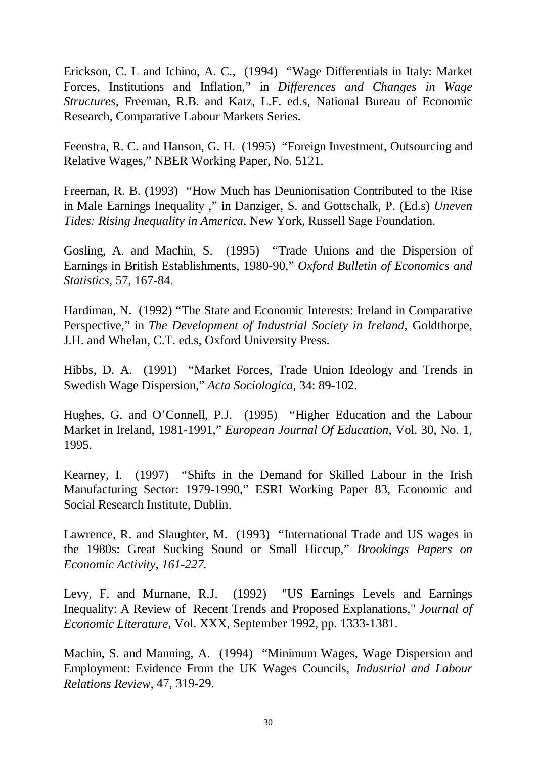Erickson, C. L and Ichino, A. C., (1994) "Wage Differentials in Italy: Market Forces, Institutions and Inflation," in *Differences and Changes in Wage Structures,* Freeman, R.B. and Katz, L.F. ed.s, National Bureau of Economic Research, Comparative Labour Markets Series.

Feenstra, R. C. and Hanson, G. H. (1995) "Foreign Investment, Outsourcing and Relative Wages," NBER Working Paper, No. 5121.

Freeman, R. B. (1993) "How Much has Deunionisation Contributed to the Rise in Male Earnings Inequality ," in Danziger, S. and Gottschalk, P. (Ed.s) *Uneven Tides: Rising Inequality in America,* New York, Russell Sage Foundation.

Gosling, A. and Machin, S. (1995) "Trade Unions and the Dispersion of Earnings in British Establishments, 1980-90," *Oxford Bulletin of Economics and Statistics*, 57, 167-84.

Hardiman, N. (1992) "The State and Economic Interests: Ireland in Comparative Perspective," in *The Development of Industrial Society in Ireland,* Goldthorpe, J.H. and Whelan, C.T. ed.s, Oxford University Press.

Hibbs, D. A. (1991) "Market Forces, Trade Union Ideology and Trends in Swedish Wage Dispersion," *Acta Sociologica,* 34: 89-102.

Hughes, G. and O'Connell, P.J. (1995) "Higher Education and the Labour Market in Ireland, 1981-1991," *European Journal Of Education*, Vol. 30, No. 1, 1995.

Kearney, I. (1997) "Shifts in the Demand for Skilled Labour in the Irish Manufacturing Sector: 1979-1990," ESRI Working Paper 83, Economic and Social Research Institute, Dublin.

Lawrence, R. and Slaughter, M. (1993) "International Trade and US wages in the 1980s: Great Sucking Sound or Small Hiccup," *Brookings Papers on Economic Activity, 161-227.*

Levy, F. and Murnane, R.J. (1992) "US Earnings Levels and Earnings Inequality: A Review of Recent Trends and Proposed Explanations," *Journal of Economic Literature*, Vol. XXX, September 1992, pp. 1333-1381.

Machin, S. and Manning, A. (1994) "Minimum Wages, Wage Dispersion and Employment: Evidence From the UK Wages Councils, *Industrial and Labour Relations Review,* 47, 319-29.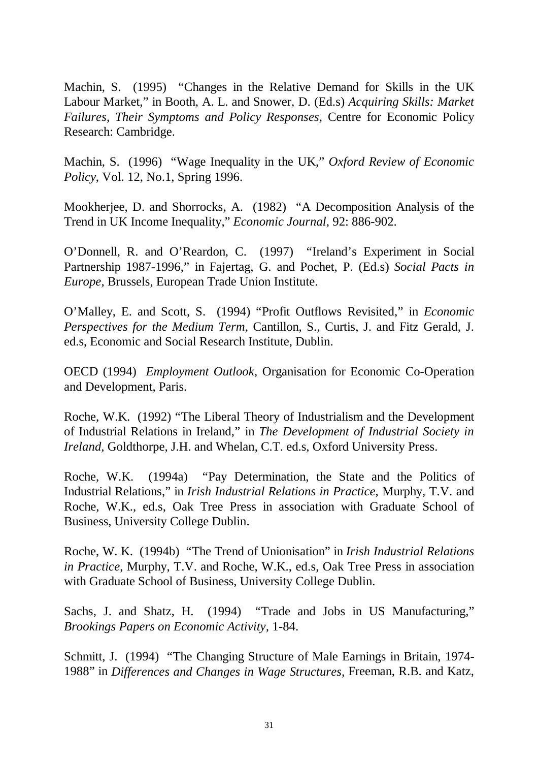Machin, S. (1995) "Changes in the Relative Demand for Skills in the UK Labour Market," in Booth, A. L. and Snower, D. (Ed.s) *Acquiring Skills: Market Failures, Their Symptoms and Policy Responses,* Centre for Economic Policy Research: Cambridge.

Machin, S. (1996) "Wage Inequality in the UK," *Oxford Review of Economic Policy*, Vol. 12, No.1, Spring 1996.

Mookherjee, D. and Shorrocks, A. (1982) "A Decomposition Analysis of the Trend in UK Income Inequality," *Economic Journal*, 92: 886-902.

O'Donnell, R. and O'Reardon, C. (1997) "Ireland's Experiment in Social Partnership 1987-1996," in Fajertag, G. and Pochet, P. (Ed.s) *Social Pacts in Europe,* Brussels, European Trade Union Institute.

O'Malley, E. and Scott, S. (1994) "Profit Outflows Revisited," in *Economic Perspectives for the Medium Term,* Cantillon, S., Curtis, J. and Fitz Gerald, J. ed.s, Economic and Social Research Institute, Dublin.

OECD (1994) *Employment Outlook,* Organisation for Economic Co-Operation and Development, Paris.

Roche, W.K. (1992) "The Liberal Theory of Industrialism and the Development of Industrial Relations in Ireland," in *The Development of Industrial Society in Ireland,* Goldthorpe, J.H. and Whelan, C.T. ed.s, Oxford University Press.

Roche, W.K. (1994a) "Pay Determination, the State and the Politics of Industrial Relations," in *Irish Industrial Relations in Practice,* Murphy, T.V. and Roche, W.K., ed.s, Oak Tree Press in association with Graduate School of Business, University College Dublin.

Roche, W. K. (1994b) "The Trend of Unionisation" in *Irish Industrial Relations in Practice*, Murphy, T.V. and Roche, W.K., ed.s, Oak Tree Press in association with Graduate School of Business, University College Dublin.

Sachs, J. and Shatz, H. (1994) "Trade and Jobs in US Manufacturing," *Brookings Papers on Economic Activity*, 1-84.

Schmitt, J. (1994) "The Changing Structure of Male Earnings in Britain, 1974-1988" in *Differences and Changes in Wage Structures*, Freeman, R.B. and Katz,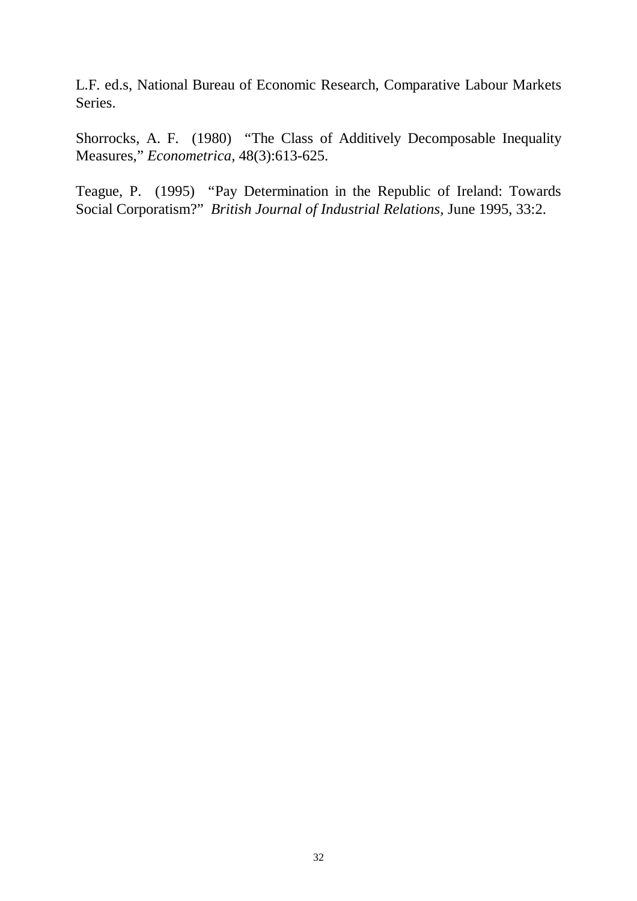L.F. ed.s, National Bureau of Economic Research, Comparative Labour Markets Series.

Shorrocks, A. F. (1980) "The Class of Additively Decomposable Inequality Measures," *Econometrica*, 48(3):613-625.

Teague, P. (1995) "Pay Determination in the Republic of Ireland: Towards Social Corporatism?" *British Journal of Industrial Relations*, June 1995, 33:2.